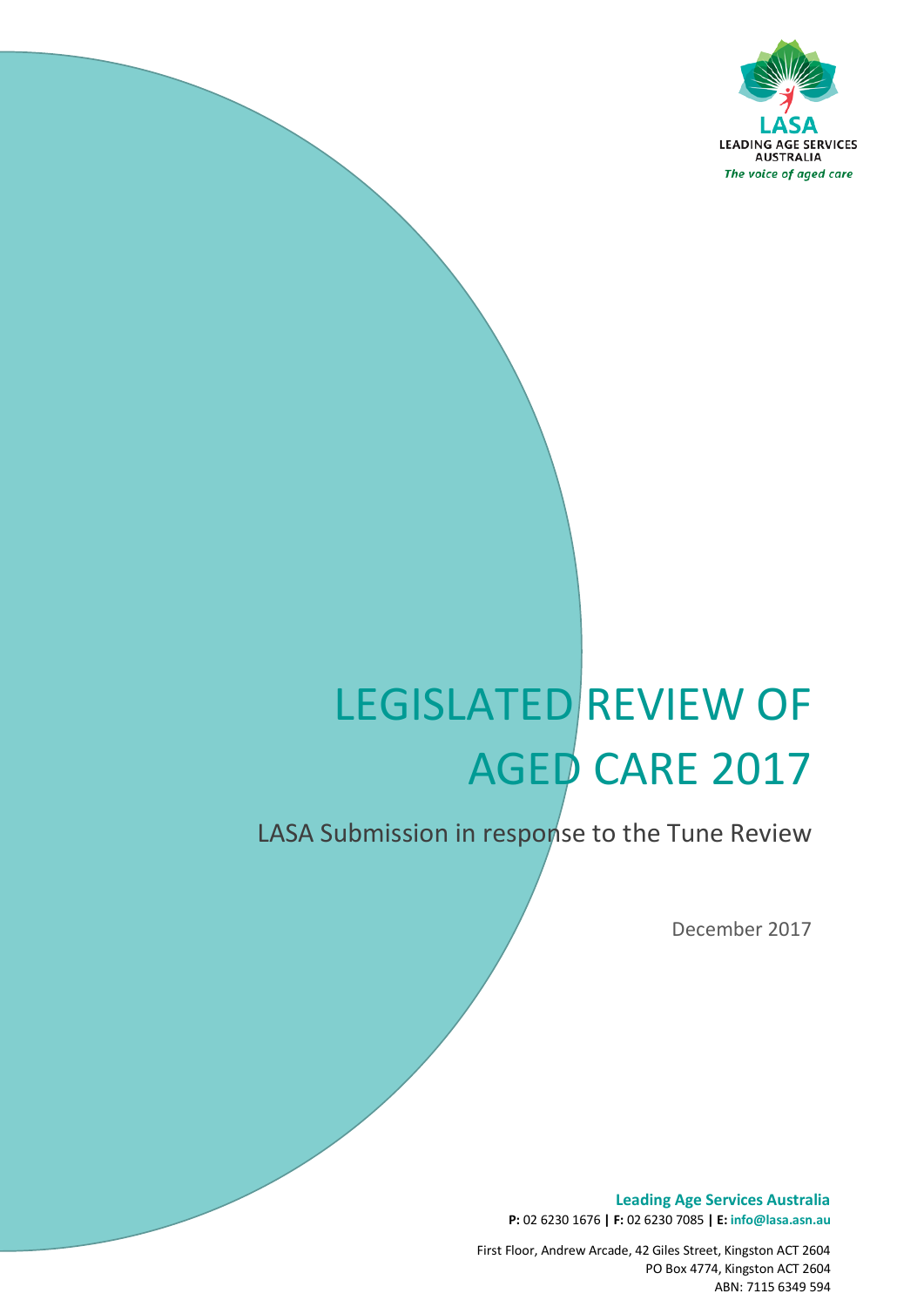LASA
LEADING AGE SERVICES
AUSTRALIA
*The voice of aged care*

# LEGISLATED REVIEW OF AGED CARE 2017

LASA Submission in response to the Tune Review

December 2017

**Leading Age Services Australia**
**P:** 02 6230 1676 **| F:** 02 6230 7085 **| E:** **info@lasa.asn.au**

First Floor, Andrew Arcade, 42 Giles Street, Kingston ACT 2604
PO Box 4774, Kingston ACT 2604
ABN: 7115 6349 594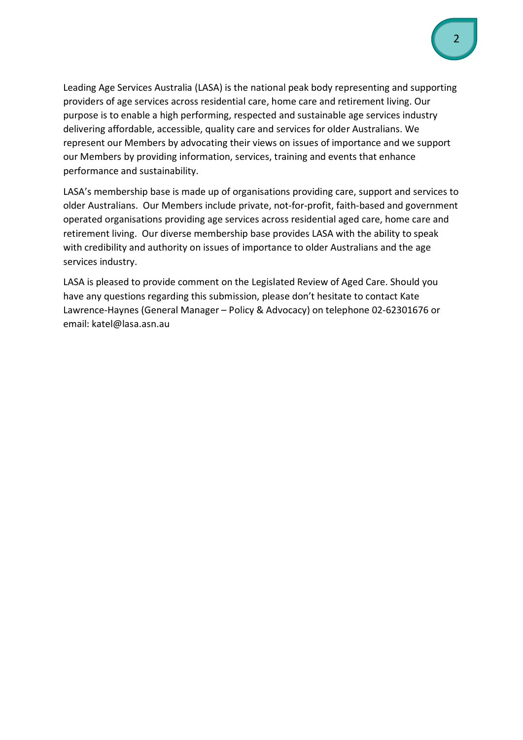Leading Age Services Australia (LASA) is the national peak body representing and supporting providers of age services across residential care, home care and retirement living. Our purpose is to enable a high performing, respected and sustainable age services industry delivering affordable, accessible, quality care and services for older Australians. We represent our Members by advocating their views on issues of importance and we support our Members by providing information, services, training and events that enhance performance and sustainability.

LASA's membership base is made up of organisations providing care, support and services to older Australians. Our Members include private, not-for-profit, faith-based and government operated organisations providing age services across residential aged care, home care and retirement living. Our diverse membership base provides LASA with the ability to speak with credibility and authority on issues of importance to older Australians and the age services industry.

LASA is pleased to provide comment on the Legislated Review of Aged Care. Should you have any questions regarding this submission, please don't hesitate to contact Kate Lawrence-Haynes (General Manager – Policy & Advocacy) on telephone 02-62301676 or email: katel@lasa.asn.au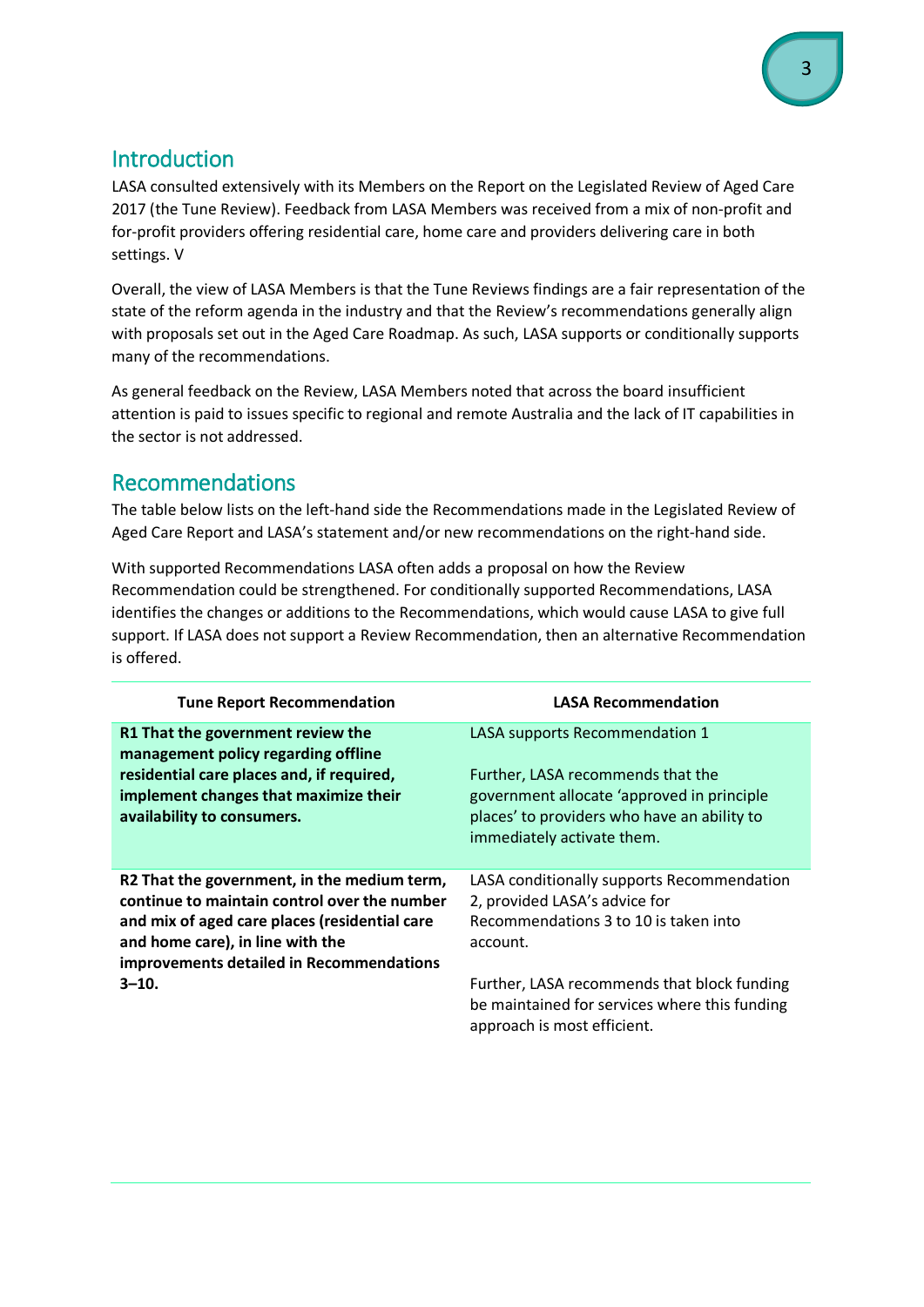## Introduction

LASA consulted extensively with its Members on the Report on the Legislated Review of Aged Care 2017 (the Tune Review). Feedback from LASA Members was received from a mix of non-profit and for-profit providers offering residential care, home care and providers delivering care in both settings. V

Overall, the view of LASA Members is that the Tune Reviews findings are a fair representation of the state of the reform agenda in the industry and that the Review's recommendations generally align with proposals set out in the Aged Care Roadmap. As such, LASA supports or conditionally supports many of the recommendations.

As general feedback on the Review, LASA Members noted that across the board insufficient attention is paid to issues specific to regional and remote Australia and the lack of IT capabilities in the sector is not addressed.

## Recommendations

The table below lists on the left-hand side the Recommendations made in the Legislated Review of Aged Care Report and LASA's statement and/or new recommendations on the right-hand side.

With supported Recommendations LASA often adds a proposal on how the Review Recommendation could be strengthened. For conditionally supported Recommendations, LASA identifies the changes or additions to the Recommendations, which would cause LASA to give full support. If LASA does not support a Review Recommendation, then an alternative Recommendation is offered.

| Tune Report Recommendation | LASA Recommendation |
|---|---|
| **R1 That the government review the management policy regarding offline residential care places and, if required, implement changes that maximize their availability to consumers.** | LASA supports Recommendation 1<br><br>Further, LASA recommends that the government allocate 'approved in principle places' to providers who have an ability to immediately activate them. |
| **R2 That the government, in the medium term, continue to maintain control over the number and mix of aged care places (residential care and home care), in line with the improvements detailed in Recommendations 3–10.** | LASA conditionally supports Recommendation 2, provided LASA's advice for Recommendations 3 to 10 is taken into account.<br><br>Further, LASA recommends that block funding be maintained for services where this funding approach is most efficient. |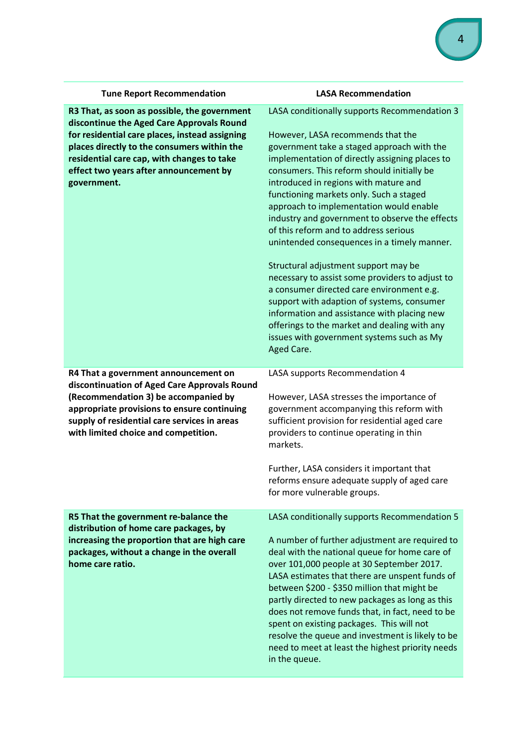| Tune Report Recommendation | LASA Recommendation |
|---|---|
| **R3 That, as soon as possible, the government discontinue the Aged Care Approvals Round for residential care places, instead assigning places directly to the consumers within the residential care cap, with changes to take effect two years after announcement by government.** | LASA conditionally supports Recommendation 3<br><br>However, LASA recommends that the government take a staged approach with the implementation of directly assigning places to consumers. This reform should initially be introduced in regions with mature and functioning markets only. Such a staged approach to implementation would enable industry and government to observe the effects of this reform and to address serious unintended consequences in a timely manner.<br><br>Structural adjustment support may be necessary to assist some providers to adjust to a consumer directed care environment e.g. support with adaption of systems, consumer information and assistance with placing new offerings to the market and dealing with any issues with government systems such as My Aged Care. |
| **R4 That a government announcement on discontinuation of Aged Care Approvals Round (Recommendation 3) be accompanied by appropriate provisions to ensure continuing supply of residential care services in areas with limited choice and competition.** | LASA supports Recommendation 4<br><br>However, LASA stresses the importance of government accompanying this reform with sufficient provision for residential aged care providers to continue operating in thin markets.<br><br>Further, LASA considers it important that reforms ensure adequate supply of aged care for more vulnerable groups. |
| **R5 That the government re-balance the distribution of home care packages, by increasing the proportion that are high care packages, without a change in the overall home care ratio.** | LASA conditionally supports Recommendation 5<br><br>A number of further adjustment are required to deal with the national queue for home care of over 101,000 people at 30 September 2017. LASA estimates that there are unspent funds of between $200 - $350 million that might be partly directed to new packages as long as this does not remove funds that, in fact, need to be spent on existing packages. This will not resolve the queue and investment is likely to be need to meet at least the highest priority needs in the queue. |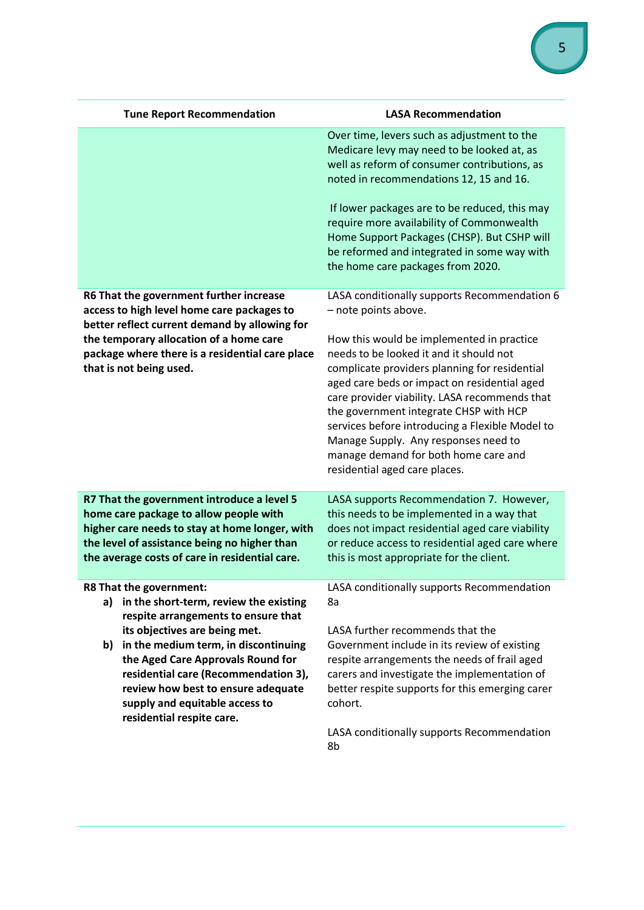| Tune Report Recommendation | LASA Recommendation |
| --- | --- |
| | Over time, levers such as adjustment to the Medicare levy may need to be looked at, as well as reform of consumer contributions, as noted in recommendations 12, 15 and 16.<br><br>If lower packages are to be reduced, this may require more availability of Commonwealth Home Support Packages (CHSP). But CSHP will be reformed and integrated in some way with the home care packages from 2020. |
| **R6 That the government further increase access to high level home care packages to better reflect current demand by allowing for the temporary allocation of a home care package where there is a residential care place that is not being used.** | LASA conditionally supports Recommendation 6 – note points above.<br><br>How this would be implemented in practice needs to be looked it and it should not complicate providers planning for residential aged care beds or impact on residential aged care provider viability. LASA recommends that the government integrate CHSP with HCP services before introducing a Flexible Model to Manage Supply. Any responses need to manage demand for both home care and residential aged care places. |
| **R7 That the government introduce a level 5 home care package to allow people with higher care needs to stay at home longer, with the level of assistance being no higher than the average costs of care in residential care.** | LASA supports Recommendation 7. However, this needs to be implemented in a way that does not impact residential aged care viability or reduce access to residential aged care where this is most appropriate for the client. |
| **R8 That the government:**<br>**a) in the short-term, review the existing respite arrangements to ensure that its objectives are being met.**<br>**b) in the medium term, in discontinuing the Aged Care Approvals Round for residential care (Recommendation 3), review how best to ensure adequate supply and equitable access to residential respite care.** | LASA conditionally supports Recommendation 8a<br><br>LASA further recommends that the Government include in its review of existing respite arrangements the needs of frail aged carers and investigate the implementation of better respite supports for this emerging carer cohort.<br><br>LASA conditionally supports Recommendation 8b |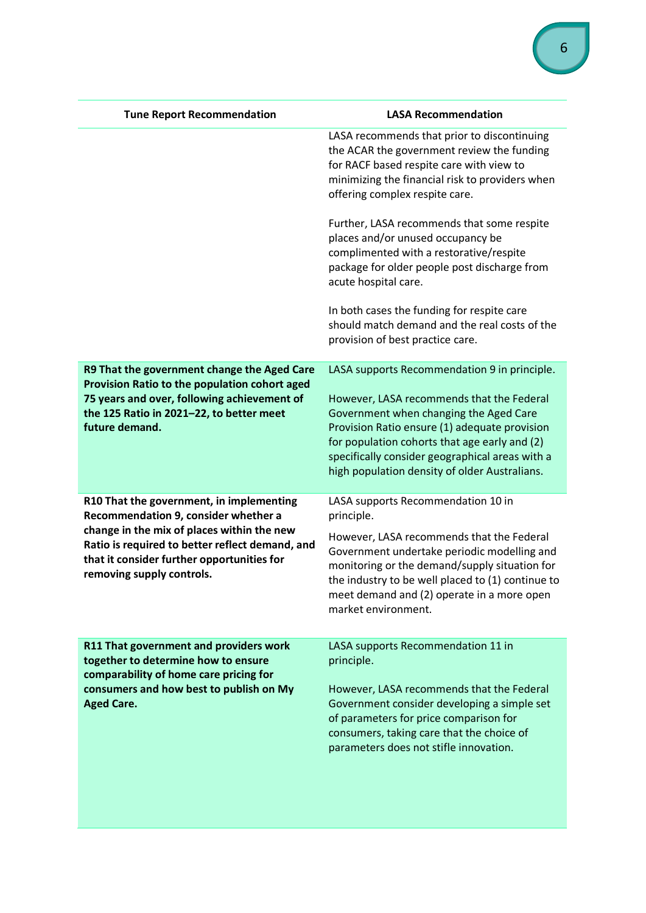| Tune Report Recommendation | LASA Recommendation |
|---|---|
| | LASA recommends that prior to discontinuing the ACAR the government review the funding for RACF based respite care with view to minimizing the financial risk to providers when offering complex respite care.<br><br>Further, LASA recommends that some respite places and/or unused occupancy be complimented with a restorative/respite package for older people post discharge from acute hospital care.<br><br>In both cases the funding for respite care should match demand and the real costs of the provision of best practice care. |
| **R9 That the government change the Aged Care Provision Ratio to the population cohort aged 75 years and over, following achievement of the 125 Ratio in 2021–22, to better meet future demand.** | LASA supports Recommendation 9 in principle.<br><br>However, LASA recommends that the Federal Government when changing the Aged Care Provision Ratio ensure (1) adequate provision for population cohorts that age early and (2) specifically consider geographical areas with a high population density of older Australians. |
| **R10 That the government, in implementing Recommendation 9, consider whether a change in the mix of places within the new Ratio is required to better reflect demand, and that it consider further opportunities for removing supply controls.** | LASA supports Recommendation 10 in principle.<br><br>However, LASA recommends that the Federal Government undertake periodic modelling and monitoring or the demand/supply situation for the industry to be well placed to (1) continue to meet demand and (2) operate in a more open market environment. |
| **R11 That government and providers work together to determine how to ensure comparability of home care pricing for consumers and how best to publish on My Aged Care.** | LASA supports Recommendation 11 in principle.<br><br>However, LASA recommends that the Federal Government consider developing a simple set of parameters for price comparison for consumers, taking care that the choice of parameters does not stifle innovation. |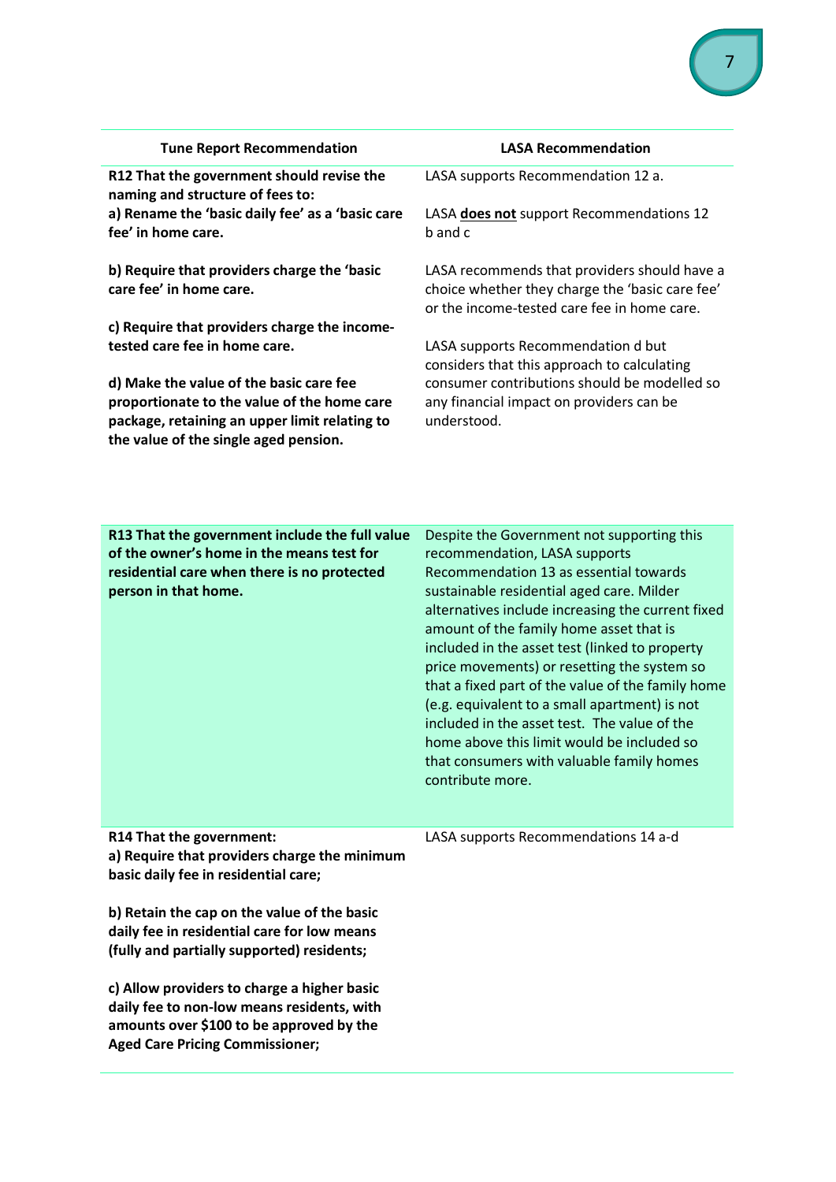| Tune Report Recommendation | LASA Recommendation |
|---|---|
| **R12 That the government should revise the naming and structure of fees to:**<br>**a) Rename the 'basic daily fee' as a 'basic care fee' in home care.**<br><br>**b) Require that providers charge the 'basic care fee' in home care.**<br><br>**c) Require that providers charge the income-tested care fee in home care.**<br><br>**d) Make the value of the basic care fee proportionate to the value of the home care package, retaining an upper limit relating to the value of the single aged pension.** | LASA supports Recommendation 12 a.<br><br>LASA **does not** support Recommendations 12 b and c<br><br>LASA recommends that providers should have a choice whether they charge the 'basic care fee' or the income-tested care fee in home care.<br><br>LASA supports Recommendation d but considers that this approach to calculating consumer contributions should be modelled so any financial impact on providers can be understood. |
| **R13 That the government include the full value of the owner's home in the means test for residential care when there is no protected person in that home.** | Despite the Government not supporting this recommendation, LASA supports Recommendation 13 as essential towards sustainable residential aged care. Milder alternatives include increasing the current fixed amount of the family home asset that is included in the asset test (linked to property price movements) or resetting the system so that a fixed part of the value of the family home (e.g. equivalent to a small apartment) is not included in the asset test. The value of the home above this limit would be included so that consumers with valuable family homes contribute more. |
| **R14 That the government:**<br>**a) Require that providers charge the minimum basic daily fee in residential care;**<br><br>**b) Retain the cap on the value of the basic daily fee in residential care for low means (fully and partially supported) residents;**<br><br>**c) Allow providers to charge a higher basic daily fee to non-low means residents, with amounts over $100 to be approved by the Aged Care Pricing Commissioner;** | LASA supports Recommendations 14 a-d |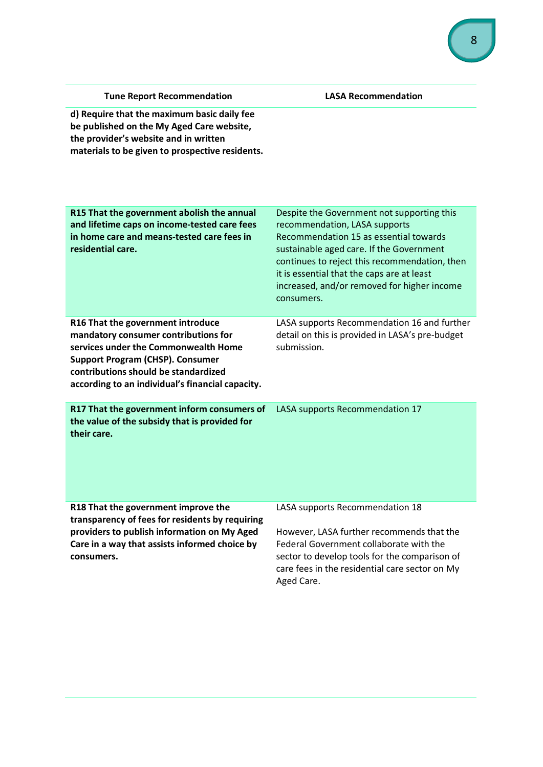| Tune Report Recommendation | LASA Recommendation |
|---|---|
| **d) Require that the maximum basic daily fee be published on the My Aged Care website, the provider's website and in written materials to be given to prospective residents.** | |
| **R15 That the government abolish the annual and lifetime caps on income-tested care fees in home care and means-tested care fees in residential care.** | Despite the Government not supporting this recommendation, LASA supports Recommendation 15 as essential towards sustainable aged care. If the Government continues to reject this recommendation, then it is essential that the caps are at least increased, and/or removed for higher income consumers. |
| **R16 That the government introduce mandatory consumer contributions for services under the Commonwealth Home Support Program (CHSP). Consumer contributions should be standardized according to an individual's financial capacity.** | LASA supports Recommendation 16 and further detail on this is provided in LASA's pre-budget submission. |
| **R17 That the government inform consumers of the value of the subsidy that is provided for their care.** | LASA supports Recommendation 17 |
| **R18 That the government improve the transparency of fees for residents by requiring providers to publish information on My Aged Care in a way that assists informed choice by consumers.** | LASA supports Recommendation 18<br><br>However, LASA further recommends that the Federal Government collaborate with the sector to develop tools for the comparison of care fees in the residential care sector on My Aged Care. |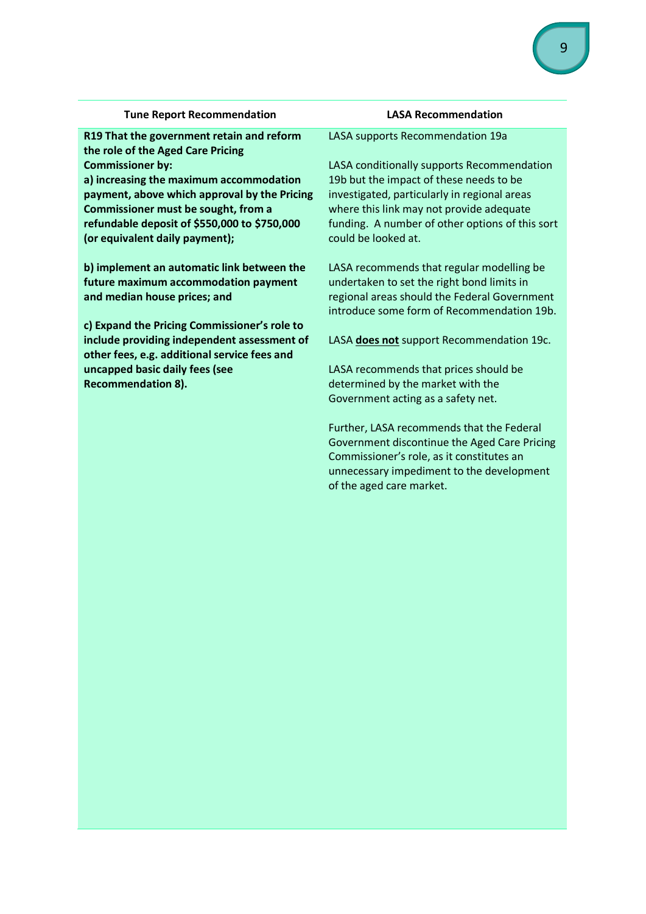| Tune Report Recommendation | LASA Recommendation |
|---|---|
| **R19 That the government retain and reform the role of the Aged Care Pricing Commissioner by:**<br>**a) increasing the maximum accommodation payment, above which approval by the Pricing Commissioner must be sought, from a refundable deposit of $550,000 to $750,000 (or equivalent daily payment);** | LASA supports Recommendation 19a |
| **b) implement an automatic link between the future maximum accommodation payment and median house prices; and** | LASA conditionally supports Recommendation 19b but the impact of these needs to be investigated, particularly in regional areas where this link may not provide adequate funding. A number of other options of this sort could be looked at.<br><br>LASA recommends that regular modelling be undertaken to set the right bond limits in regional areas should the Federal Government introduce some form of Recommendation 19b. |
| **c) Expand the Pricing Commissioner's role to include providing independent assessment of other fees, e.g. additional service fees and uncapped basic daily fees (see Recommendation 8).** | LASA **does not** support Recommendation 19c.<br><br>LASA recommends that prices should be determined by the market with the Government acting as a safety net.<br><br>Further, LASA recommends that the Federal Government discontinue the Aged Care Pricing Commissioner's role, as it constitutes an unnecessary impediment to the development of the aged care market. |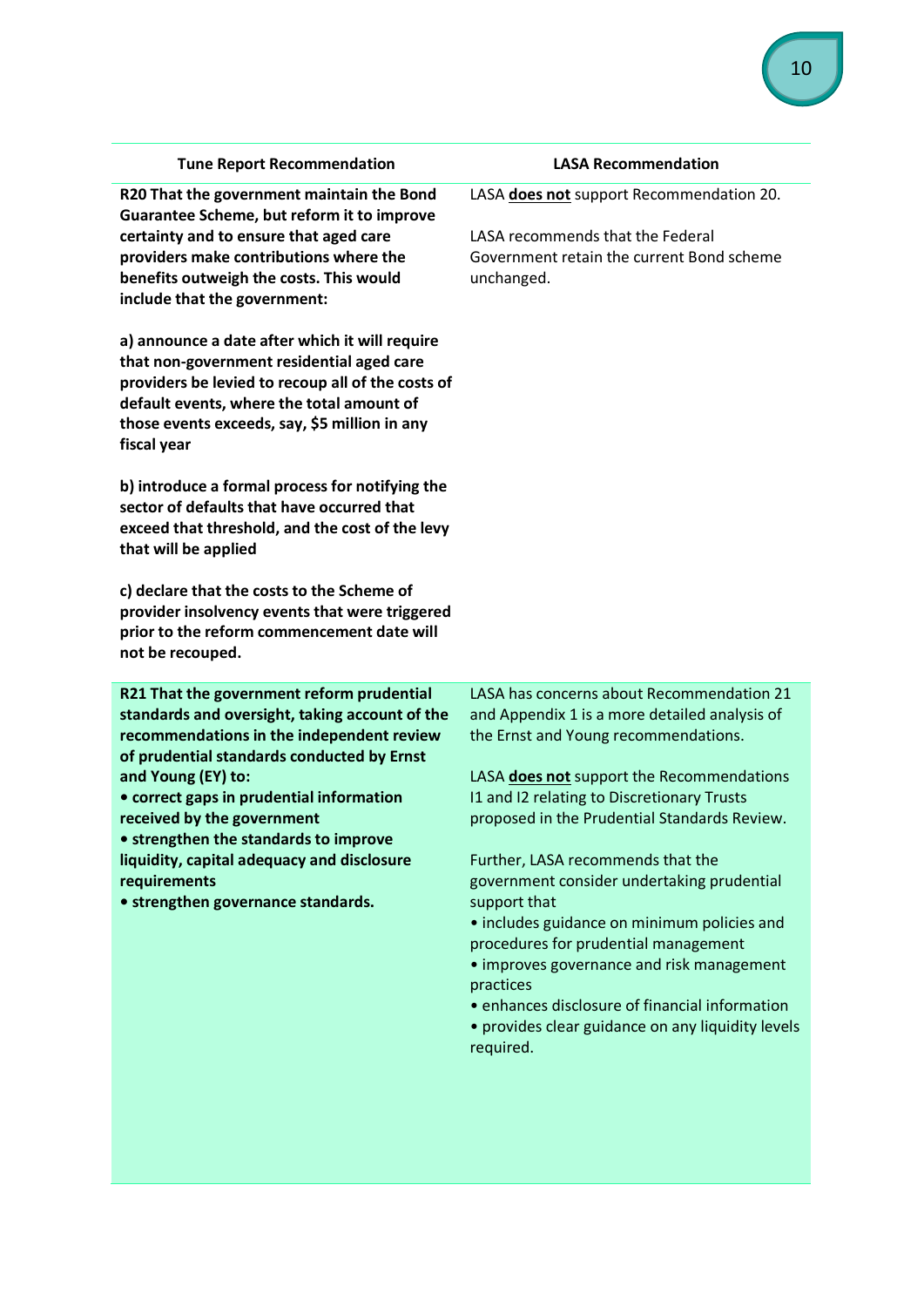| Tune Report Recommendation | LASA Recommendation |
| --- | --- |
| **R20 That the government maintain the Bond Guarantee Scheme, but reform it to improve certainty and to ensure that aged care providers make contributions where the benefits outweigh the costs. This would include that the government:**<br><br>**a) announce a date after which it will require that non-government residential aged care providers be levied to recoup all of the costs of default events, where the total amount of those events exceeds, say, $5 million in any fiscal year**<br><br>**b) introduce a formal process for notifying the sector of defaults that have occurred that exceed that threshold, and the cost of the levy that will be applied**<br><br>**c) declare that the costs to the Scheme of provider insolvency events that were triggered prior to the reform commencement date will not be recouped.** | LASA **does not** support Recommendation 20.<br><br>LASA recommends that the Federal Government retain the current Bond scheme unchanged. |
| **R21 That the government reform prudential standards and oversight, taking account of the recommendations in the independent review of prudential standards conducted by Ernst and Young (EY) to:**<br>**• correct gaps in prudential information received by the government**<br>**• strengthen the standards to improve liquidity, capital adequacy and disclosure requirements**<br>**• strengthen governance standards.** | LASA has concerns about Recommendation 21 and Appendix 1 is a more detailed analysis of the Ernst and Young recommendations.<br><br>LASA **does not** support the Recommendations I1 and I2 relating to Discretionary Trusts proposed in the Prudential Standards Review.<br><br>Further, LASA recommends that the government consider undertaking prudential support that<br>• includes guidance on minimum policies and procedures for prudential management<br>• improves governance and risk management practices<br>• enhances disclosure of financial information<br>• provides clear guidance on any liquidity levels required. |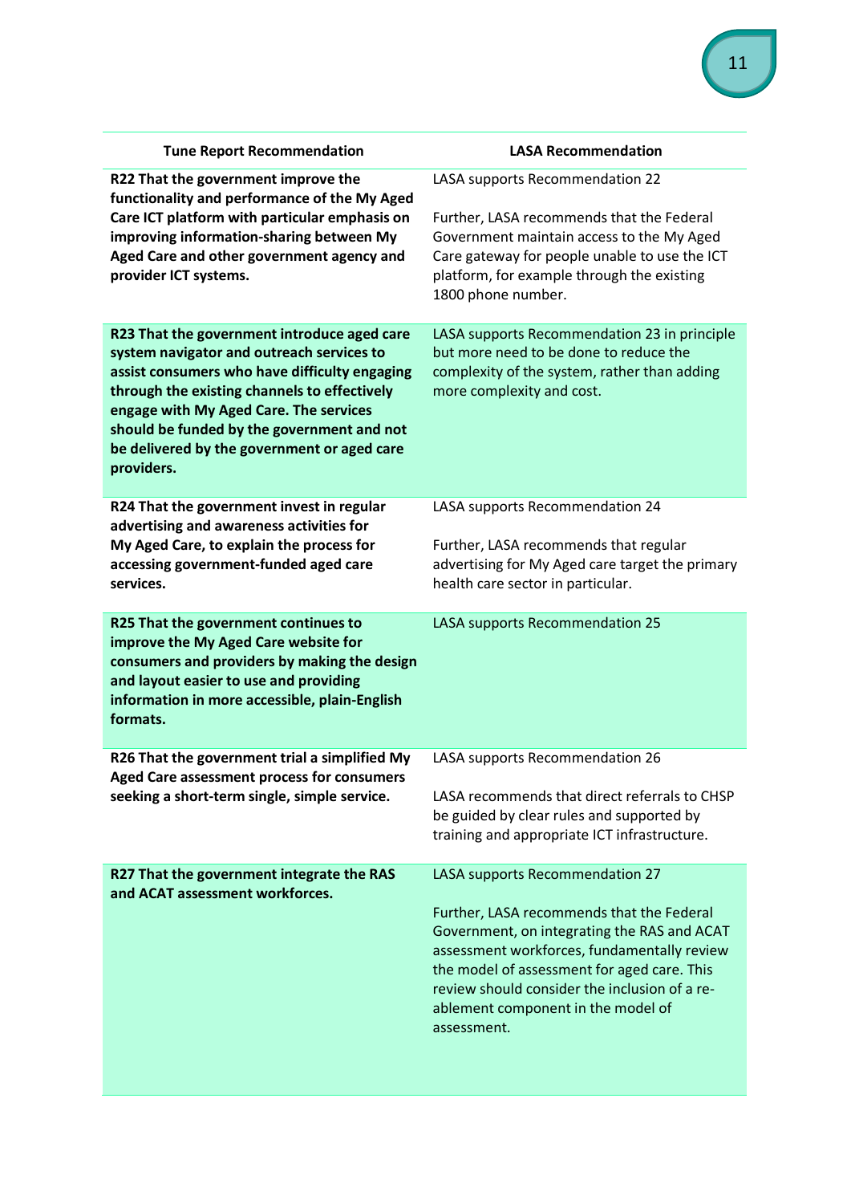| Tune Report Recommendation | LASA Recommendation |
|---|---|
| **R22 That the government improve the functionality and performance of the My Aged Care ICT platform with particular emphasis on improving information-sharing between My Aged Care and other government agency and provider ICT systems.** | LASA supports Recommendation 22<br><br>Further, LASA recommends that the Federal Government maintain access to the My Aged Care gateway for people unable to use the ICT platform, for example through the existing 1800 phone number. |
| **R23 That the government introduce aged care system navigator and outreach services to assist consumers who have difficulty engaging through the existing channels to effectively engage with My Aged Care. The services should be funded by the government and not be delivered by the government or aged care providers.** | LASA supports Recommendation 23 in principle but more need to be done to reduce the complexity of the system, rather than adding more complexity and cost. |
| **R24 That the government invest in regular advertising and awareness activities for My Aged Care, to explain the process for accessing government-funded aged care services.** | LASA supports Recommendation 24<br><br>Further, LASA recommends that regular advertising for My Aged care target the primary health care sector in particular. |
| **R25 That the government continues to improve the My Aged Care website for consumers and providers by making the design and layout easier to use and providing information in more accessible, plain-English formats.** | LASA supports Recommendation 25 |
| **R26 That the government trial a simplified My Aged Care assessment process for consumers seeking a short-term single, simple service.** | LASA supports Recommendation 26<br><br>LASA recommends that direct referrals to CHSP be guided by clear rules and supported by training and appropriate ICT infrastructure. |
| **R27 That the government integrate the RAS and ACAT assessment workforces.** | LASA supports Recommendation 27<br><br>Further, LASA recommends that the Federal Government, on integrating the RAS and ACAT assessment workforces, fundamentally review the model of assessment for aged care. This review should consider the inclusion of a re-ablement component in the model of assessment. |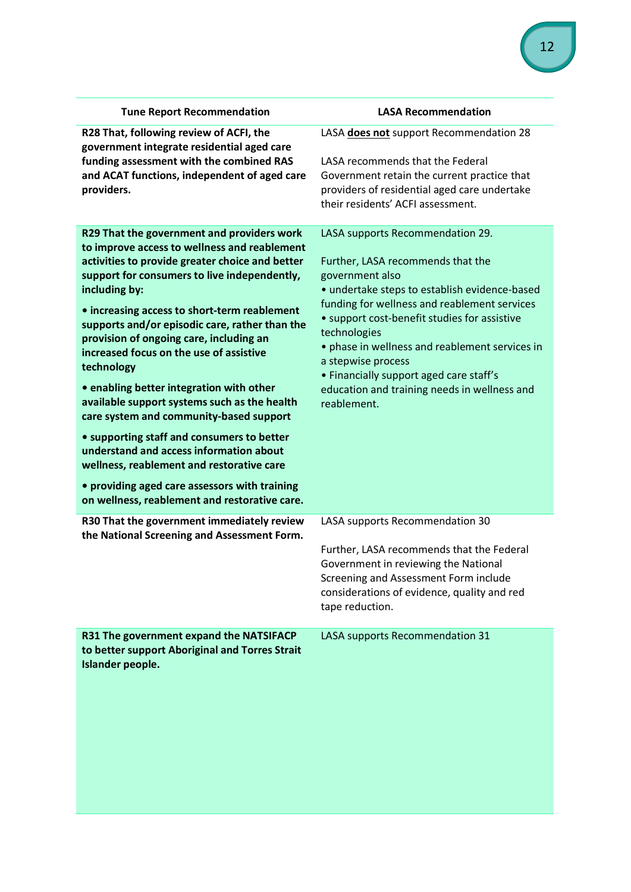| Tune Report Recommendation | LASA Recommendation |
|---|---|
| **R28 That, following review of ACFI, the government integrate residential aged care funding assessment with the combined RAS and ACAT functions, independent of aged care providers.** | LASA **does not** support Recommendation 28<br><br>LASA recommends that the Federal Government retain the current practice that providers of residential aged care undertake their residents' ACFI assessment. |
| **R29 That the government and providers work to improve access to wellness and reablement activities to provide greater choice and better support for consumers to live independently, including by:**<br><br>**• increasing access to short-term reablement supports and/or episodic care, rather than the provision of ongoing care, including an increased focus on the use of assistive technology**<br><br>**• enabling better integration with other available support systems such as the health care system and community-based support**<br><br>**• supporting staff and consumers to better understand and access information about wellness, reablement and restorative care**<br><br>**• providing aged care assessors with training on wellness, reablement and restorative care.** | LASA supports Recommendation 29.<br><br>Further, LASA recommends that the government also<br>• undertake steps to establish evidence-based funding for wellness and reablement services<br>• support cost-benefit studies for assistive technologies<br>• phase in wellness and reablement services in a stepwise process<br>• Financially support aged care staff's education and training needs in wellness and reablement. |
| **R30 That the government immediately review the National Screening and Assessment Form.** | LASA supports Recommendation 30<br><br>Further, LASA recommends that the Federal Government in reviewing the National Screening and Assessment Form include considerations of evidence, quality and red tape reduction. |
| **R31 The government expand the NATSIFACP to better support Aboriginal and Torres Strait Islander people.** | LASA supports Recommendation 31 |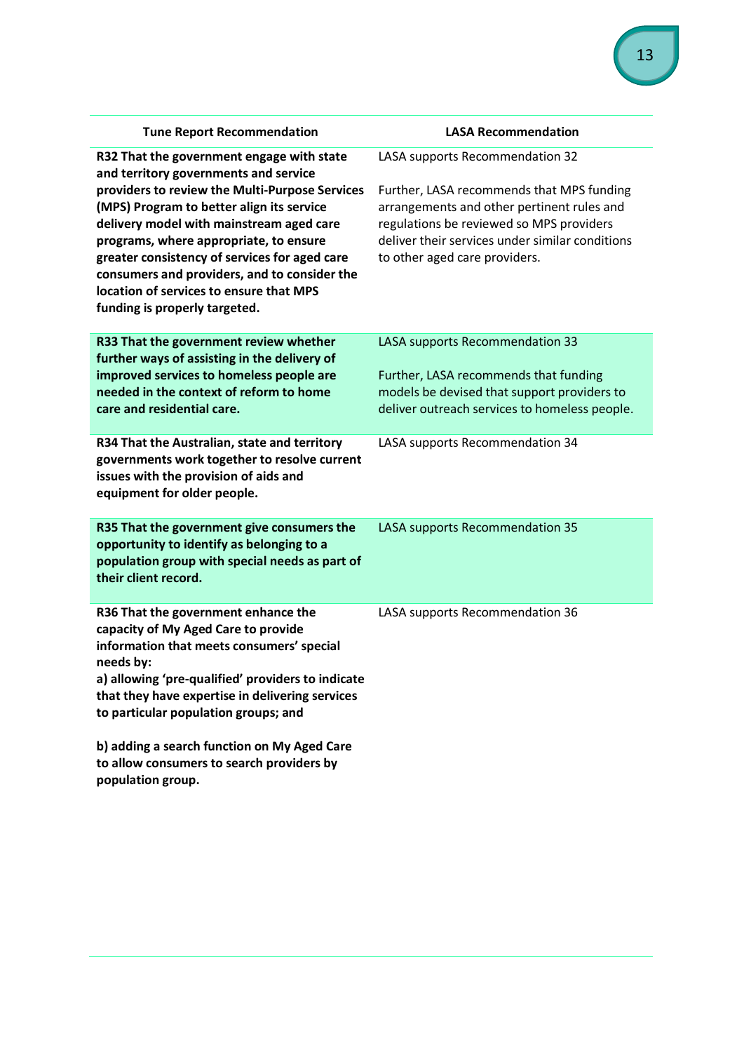| Tune Report Recommendation | LASA Recommendation |
|---|---|
| **R32 That the government engage with state and territory governments and service providers to review the Multi-Purpose Services (MPS) Program to better align its service delivery model with mainstream aged care programs, where appropriate, to ensure greater consistency of services for aged care consumers and providers, and to consider the location of services to ensure that MPS funding is properly targeted.** | LASA supports Recommendation 32<br><br>Further, LASA recommends that MPS funding arrangements and other pertinent rules and regulations be reviewed so MPS providers deliver their services under similar conditions to other aged care providers. |
| **R33 That the government review whether further ways of assisting in the delivery of improved services to homeless people are needed in the context of reform to home care and residential care.** | LASA supports Recommendation 33<br><br>Further, LASA recommends that funding models be devised that support providers to deliver outreach services to homeless people. |
| **R34 That the Australian, state and territory governments work together to resolve current issues with the provision of aids and equipment for older people.** | LASA supports Recommendation 34 |
| **R35 That the government give consumers the opportunity to identify as belonging to a population group with special needs as part of their client record.** | LASA supports Recommendation 35 |
| **R36 That the government enhance the capacity of My Aged Care to provide information that meets consumers' special needs by:<br>a) allowing 'pre-qualified' providers to indicate that they have expertise in delivering services to particular population groups; and<br><br>b) adding a search function on My Aged Care to allow consumers to search providers by population group.** | LASA supports Recommendation 36 |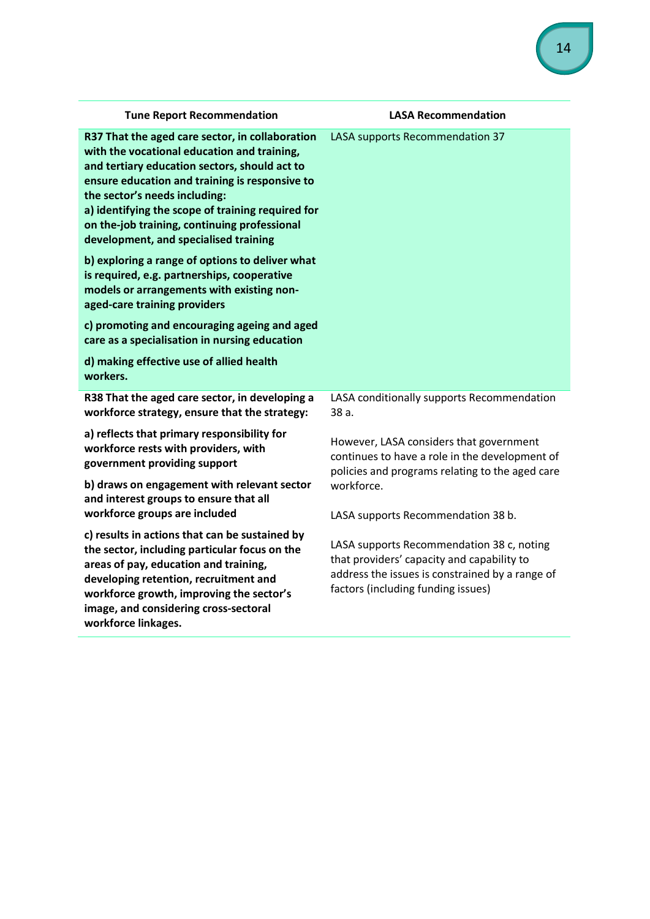| Tune Report Recommendation | LASA Recommendation |
|---|---|
| **R37 That the aged care sector, in collaboration with the vocational education and training, and tertiary education sectors, should act to ensure education and training is responsive to the sector's needs including:**<br>**a) identifying the scope of training required for on the-job training, continuing professional development, and specialised training**<br>**b) exploring a range of options to deliver what is required, e.g. partnerships, cooperative models or arrangements with existing non-aged-care training providers**<br>**c) promoting and encouraging ageing and aged care as a specialisation in nursing education**<br>**d) making effective use of allied health workers.** | LASA supports Recommendation 37 |
| **R38 That the aged care sector, in developing a workforce strategy, ensure that the strategy:**<br>**a) reflects that primary responsibility for workforce rests with providers, with government providing support**<br>**b) draws on engagement with relevant sector and interest groups to ensure that all workforce groups are included**<br>**c) results in actions that can be sustained by the sector, including particular focus on the areas of pay, education and training, developing retention, recruitment and workforce growth, improving the sector's image, and considering cross-sectoral workforce linkages.** | LASA conditionally supports Recommendation 38 a.<br>However, LASA considers that government continues to have a role in the development of policies and programs relating to the aged care workforce.<br>LASA supports Recommendation 38 b.<br>LASA supports Recommendation 38 c, noting that providers' capacity and capability to address the issues is constrained by a range of factors (including funding issues) |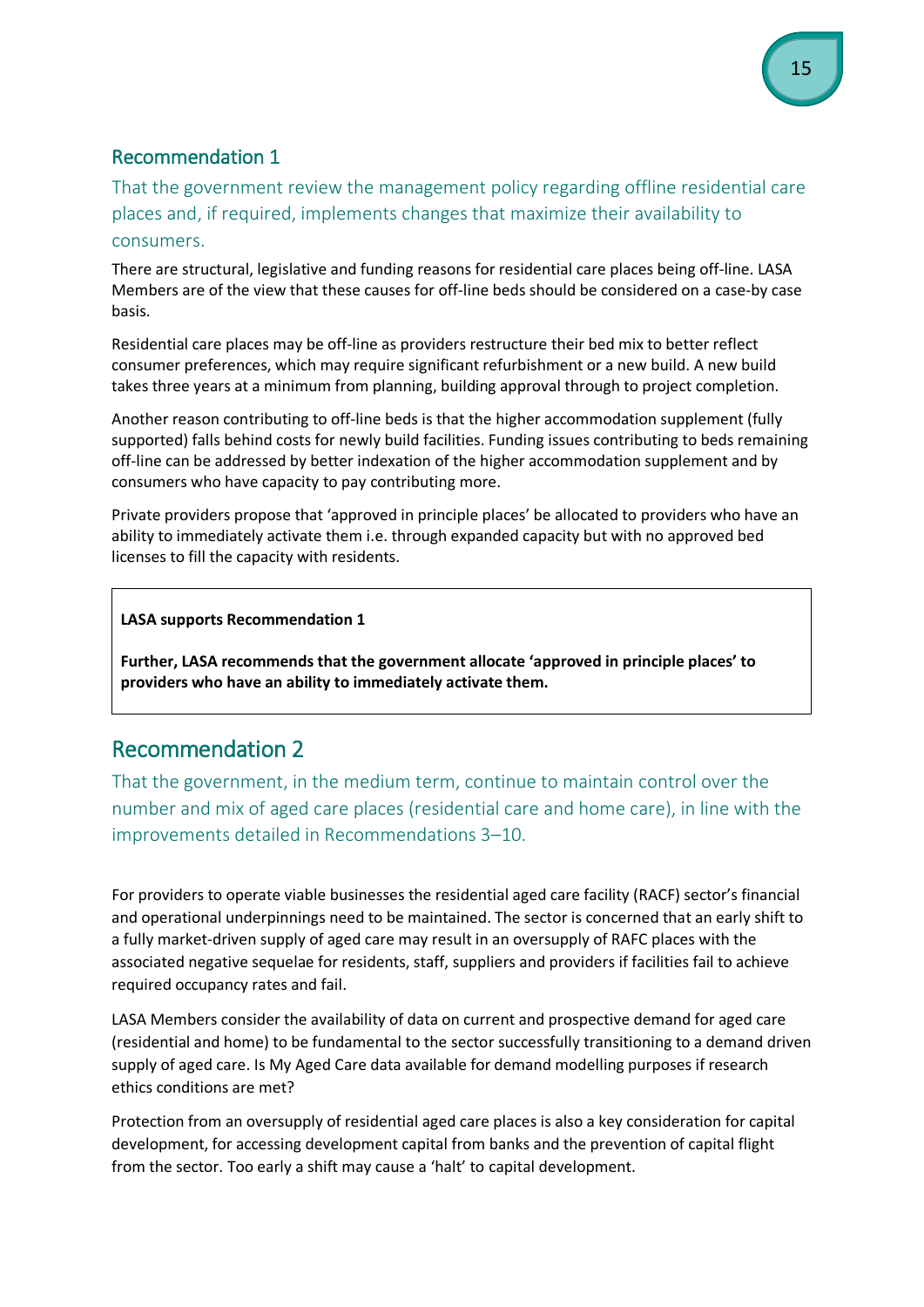## Recommendation 1

That the government review the management policy regarding offline residential care places and, if required, implements changes that maximize their availability to consumers.

There are structural, legislative and funding reasons for residential care places being off-line. LASA Members are of the view that these causes for off-line beds should be considered on a case-by case basis.

Residential care places may be off-line as providers restructure their bed mix to better reflect consumer preferences, which may require significant refurbishment or a new build. A new build takes three years at a minimum from planning, building approval through to project completion.

Another reason contributing to off-line beds is that the higher accommodation supplement (fully supported) falls behind costs for newly build facilities. Funding issues contributing to beds remaining off-line can be addressed by better indexation of the higher accommodation supplement and by consumers who have capacity to pay contributing more.

Private providers propose that 'approved in principle places' be allocated to providers who have an ability to immediately activate them i.e. through expanded capacity but with no approved bed licenses to fill the capacity with residents.

**LASA supports Recommendation 1**

**Further, LASA recommends that the government allocate 'approved in principle places' to providers who have an ability to immediately activate them.**

## Recommendation 2

That the government, in the medium term, continue to maintain control over the number and mix of aged care places (residential care and home care), in line with the improvements detailed in Recommendations 3–10.

For providers to operate viable businesses the residential aged care facility (RACF) sector's financial and operational underpinnings need to be maintained. The sector is concerned that an early shift to a fully market-driven supply of aged care may result in an oversupply of RAFC places with the associated negative sequelae for residents, staff, suppliers and providers if facilities fail to achieve required occupancy rates and fail.

LASA Members consider the availability of data on current and prospective demand for aged care (residential and home) to be fundamental to the sector successfully transitioning to a demand driven supply of aged care. Is My Aged Care data available for demand modelling purposes if research ethics conditions are met?

Protection from an oversupply of residential aged care places is also a key consideration for capital development, for accessing development capital from banks and the prevention of capital flight from the sector. Too early a shift may cause a 'halt' to capital development.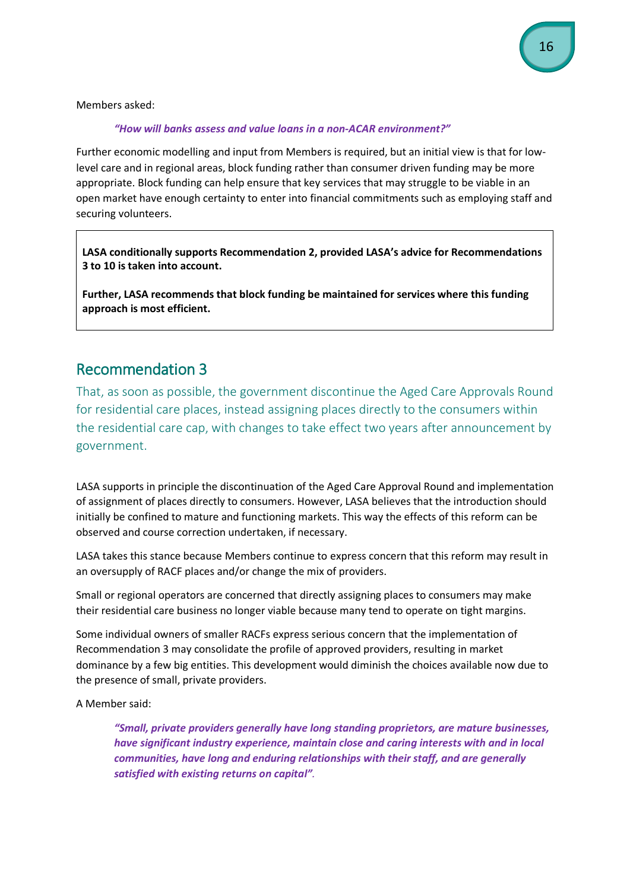Members asked:

> ***"How will banks assess and value loans in a non-ACAR environment?"***

Further economic modelling and input from Members is required, but an initial view is that for low-level care and in regional areas, block funding rather than consumer driven funding may be more appropriate. Block funding can help ensure that key services that may struggle to be viable in an open market have enough certainty to enter into financial commitments such as employing staff and securing volunteers.

> **LASA conditionally supports Recommendation 2, provided LASA's advice for Recommendations 3 to 10 is taken into account.**
>
> **Further, LASA recommends that block funding be maintained for services where this funding approach is most efficient.**

## Recommendation 3

That, as soon as possible, the government discontinue the Aged Care Approvals Round for residential care places, instead assigning places directly to the consumers within the residential care cap, with changes to take effect two years after announcement by government.

LASA supports in principle the discontinuation of the Aged Care Approval Round and implementation of assignment of places directly to consumers. However, LASA believes that the introduction should initially be confined to mature and functioning markets. This way the effects of this reform can be observed and course correction undertaken, if necessary.

LASA takes this stance because Members continue to express concern that this reform may result in an oversupply of RACF places and/or change the mix of providers.

Small or regional operators are concerned that directly assigning places to consumers may make their residential care business no longer viable because many tend to operate on tight margins.

Some individual owners of smaller RACFs express serious concern that the implementation of Recommendation 3 may consolidate the profile of approved providers, resulting in market dominance by a few big entities. This development would diminish the choices available now due to the presence of small, private providers.

A Member said:

> ***"Small, private providers generally have long standing proprietors, are mature businesses, have significant industry experience, maintain close and caring interests with and in local communities, have long and enduring relationships with their staff, and are generally satisfied with existing returns on capital".***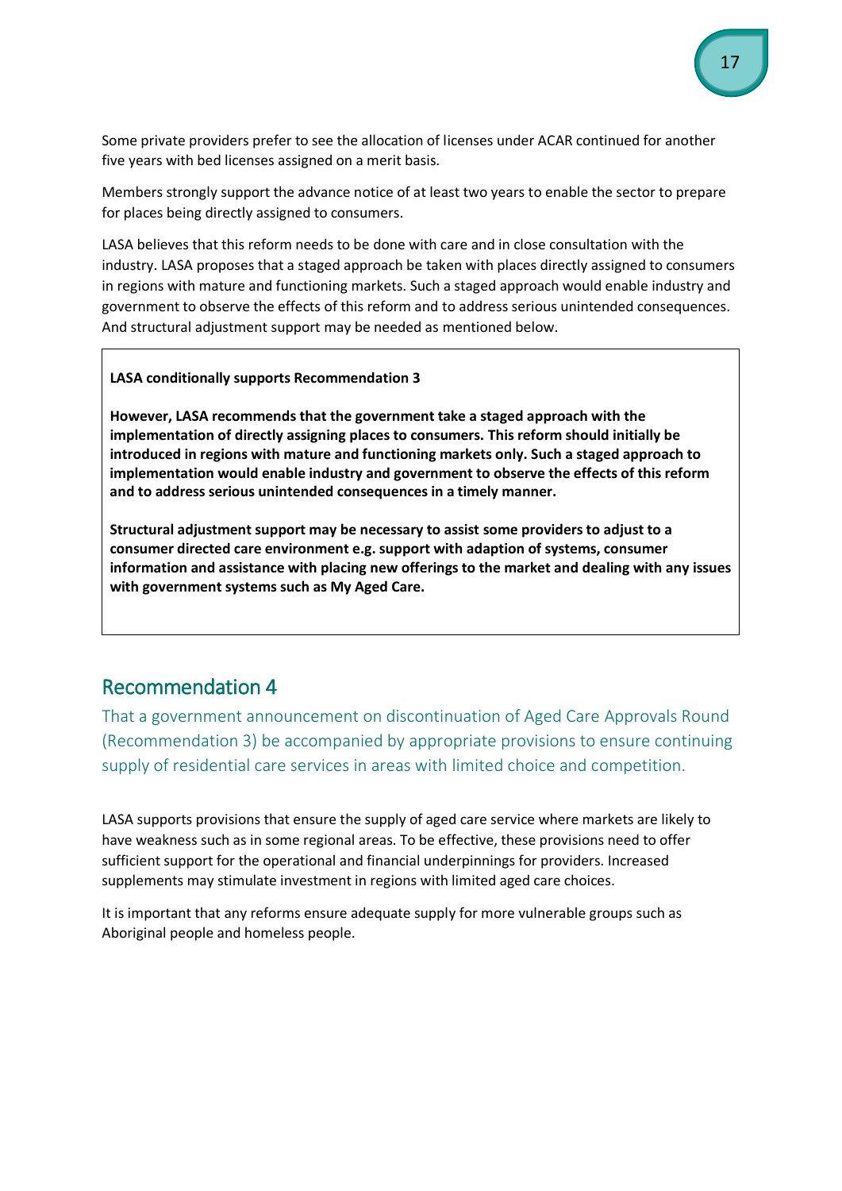Some private providers prefer to see the allocation of licenses under ACAR continued for another five years with bed licenses assigned on a merit basis.

Members strongly support the advance notice of at least two years to enable the sector to prepare for places being directly assigned to consumers.

LASA believes that this reform needs to be done with care and in close consultation with the industry. LASA proposes that a staged approach be taken with places directly assigned to consumers in regions with mature and functioning markets. Such a staged approach would enable industry and government to observe the effects of this reform and to address serious unintended consequences. And structural adjustment support may be needed as mentioned below.

**LASA conditionally supports Recommendation 3**

**However, LASA recommends that the government take a staged approach with the implementation of directly assigning places to consumers. This reform should initially be introduced in regions with mature and functioning markets only. Such a staged approach to implementation would enable industry and government to observe the effects of this reform and to address serious unintended consequences in a timely manner.**

**Structural adjustment support may be necessary to assist some providers to adjust to a consumer directed care environment e.g. support with adaption of systems, consumer information and assistance with placing new offerings to the market and dealing with any issues with government systems such as My Aged Care.**

## Recommendation 4

That a government announcement on discontinuation of Aged Care Approvals Round (Recommendation 3) be accompanied by appropriate provisions to ensure continuing supply of residential care services in areas with limited choice and competition.

LASA supports provisions that ensure the supply of aged care service where markets are likely to have weakness such as in some regional areas. To be effective, these provisions need to offer sufficient support for the operational and financial underpinnings for providers. Increased supplements may stimulate investment in regions with limited aged care choices.

It is important that any reforms ensure adequate supply for more vulnerable groups such as Aboriginal people and homeless people.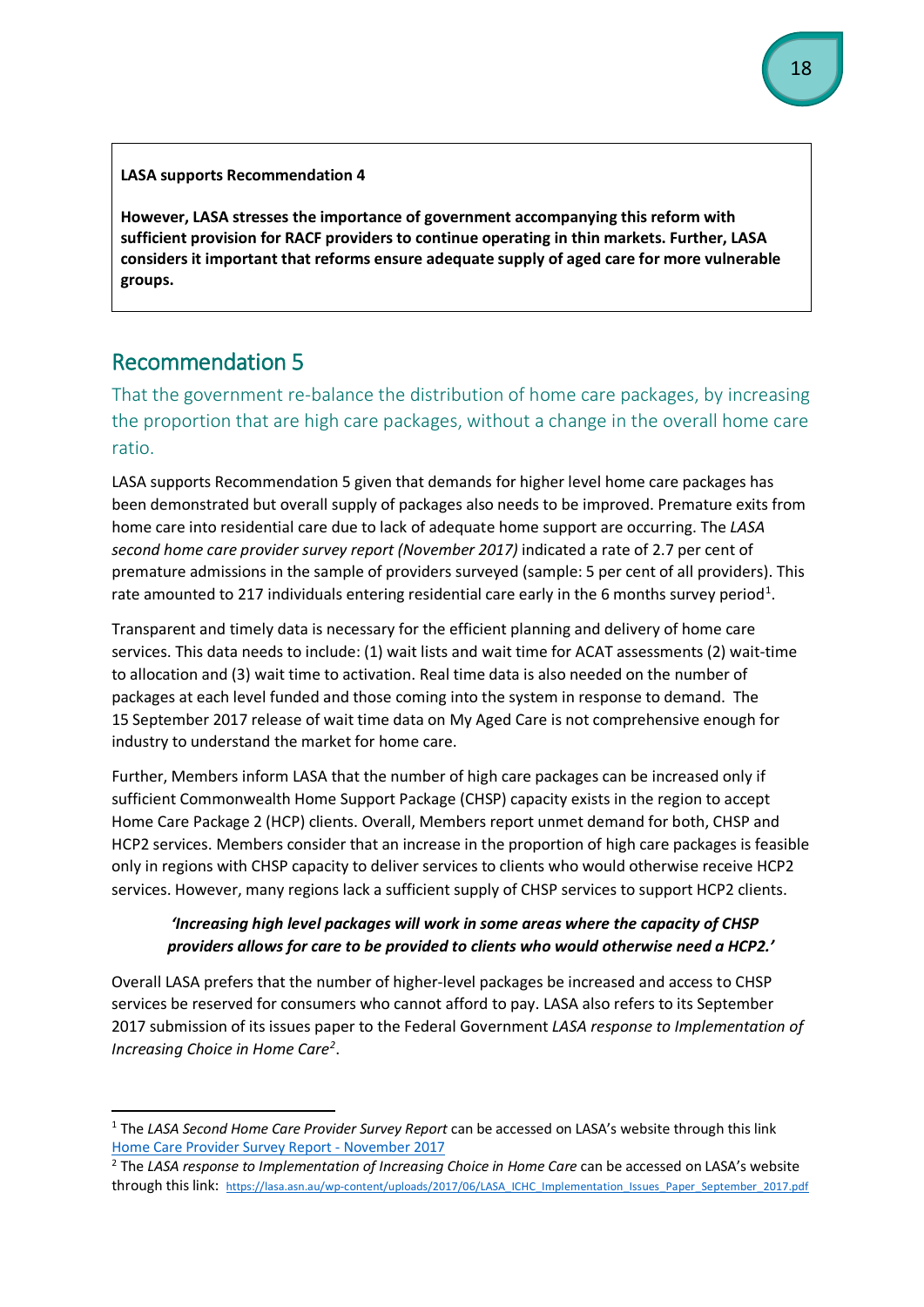**LASA supports Recommendation 4**

**However, LASA stresses the importance of government accompanying this reform with sufficient provision for RACF providers to continue operating in thin markets. Further, LASA considers it important that reforms ensure adequate supply of aged care for more vulnerable groups.**

## Recommendation 5

### That the government re-balance the distribution of home care packages, by increasing the proportion that are high care packages, without a change in the overall home care ratio.

LASA supports Recommendation 5 given that demands for higher level home care packages has been demonstrated but overall supply of packages also needs to be improved. Premature exits from home care into residential care due to lack of adequate home support are occurring. The *LASA second home care provider survey report (November 2017)* indicated a rate of 2.7 per cent of premature admissions in the sample of providers surveyed (sample: 5 per cent of all providers). This rate amounted to 217 individuals entering residential care early in the 6 months survey period[1].

Transparent and timely data is necessary for the efficient planning and delivery of home care services. This data needs to include: (1) wait lists and wait time for ACAT assessments (2) wait-time to allocation and (3) wait time to activation. Real time data is also needed on the number of packages at each level funded and those coming into the system in response to demand. The 15 September 2017 release of wait time data on My Aged Care is not comprehensive enough for industry to understand the market for home care.

Further, Members inform LASA that the number of high care packages can be increased only if sufficient Commonwealth Home Support Package (CHSP) capacity exists in the region to accept Home Care Package 2 (HCP) clients. Overall, Members report unmet demand for both, CHSP and HCP2 services. Members consider that an increase in the proportion of high care packages is feasible only in regions with CHSP capacity to deliver services to clients who would otherwise receive HCP2 services. However, many regions lack a sufficient supply of CHSP services to support HCP2 clients.

> ***'Increasing high level packages will work in some areas where the capacity of CHSP providers allows for care to be provided to clients who would otherwise need a HCP2.'***

Overall LASA prefers that the number of higher-level packages be increased and access to CHSP services be reserved for consumers who cannot afford to pay. LASA also refers to its September 2017 submission of its issues paper to the Federal Government *LASA response to Implementation of Increasing Choice in Home Care*[2].

---

[1] The *LASA Second Home Care Provider Survey Report* can be accessed on LASA's website through this link Home Care Provider Survey Report - November 2017

[2] The *LASA response to Implementation of Increasing Choice in Home Care* can be accessed on LASA's website through this link: https://lasa.asn.au/wp-content/uploads/2017/06/LASA_ICHC_Implementation_Issues_Paper_September_2017.pdf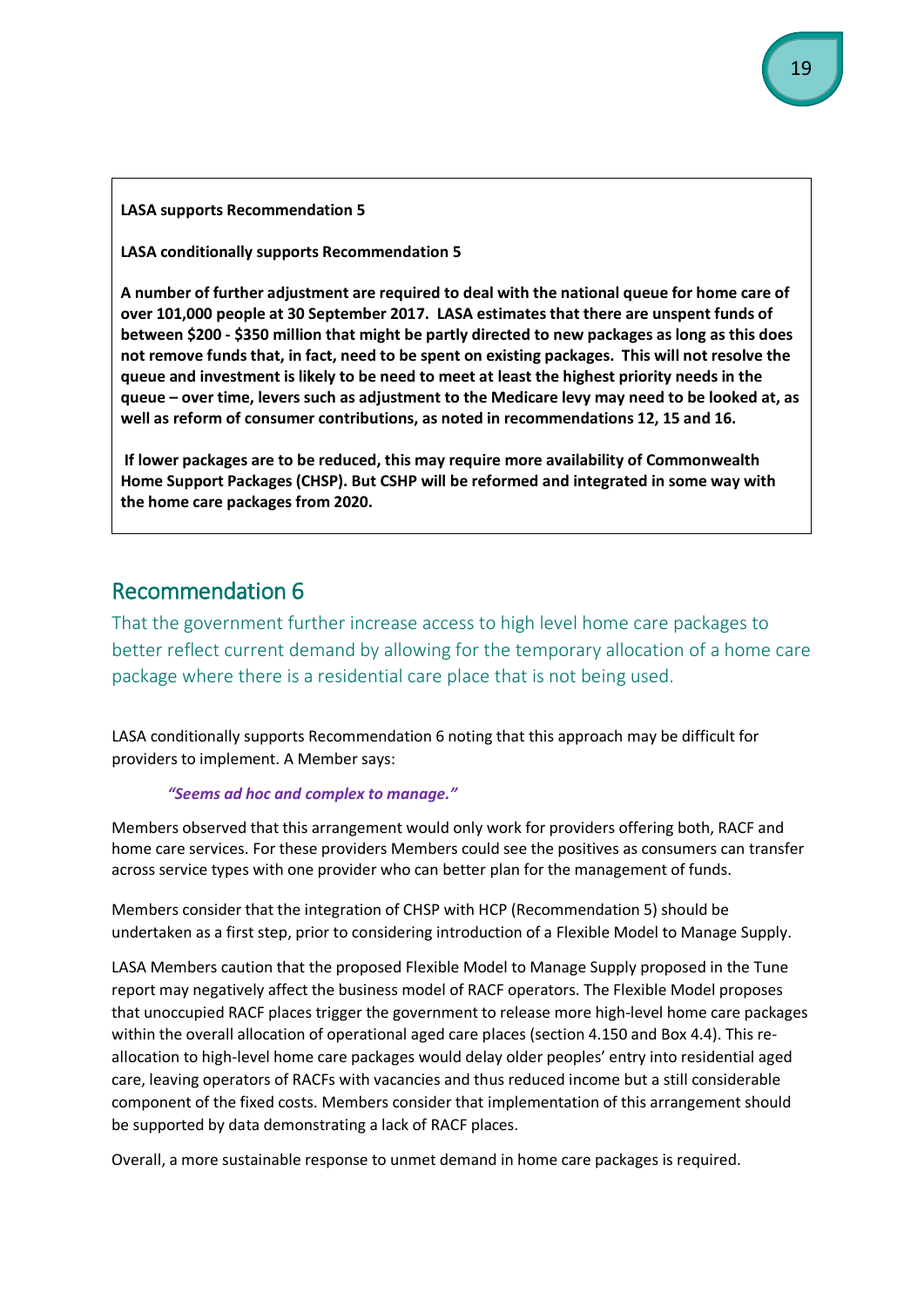**LASA supports Recommendation 5**

**LASA conditionally supports Recommendation 5**

**A number of further adjustment are required to deal with the national queue for home care of over 101,000 people at 30 September 2017. LASA estimates that there are unspent funds of between $200 - $350 million that might be partly directed to new packages as long as this does not remove funds that, in fact, need to be spent on existing packages. This will not resolve the queue and investment is likely to be need to meet at least the highest priority needs in the queue – over time, levers such as adjustment to the Medicare levy may need to be looked at, as well as reform of consumer contributions, as noted in recommendations 12, 15 and 16.**

**If lower packages are to be reduced, this may require more availability of Commonwealth Home Support Packages (CHSP). But CSHP will be reformed and integrated in some way with the home care packages from 2020.**

## Recommendation 6

That the government further increase access to high level home care packages to better reflect current demand by allowing for the temporary allocation of a home care package where there is a residential care place that is not being used.

LASA conditionally supports Recommendation 6 noting that this approach may be difficult for providers to implement. A Member says:

> ***"Seems ad hoc and complex to manage."***

Members observed that this arrangement would only work for providers offering both, RACF and home care services. For these providers Members could see the positives as consumers can transfer across service types with one provider who can better plan for the management of funds.

Members consider that the integration of CHSP with HCP (Recommendation 5) should be undertaken as a first step, prior to considering introduction of a Flexible Model to Manage Supply.

LASA Members caution that the proposed Flexible Model to Manage Supply proposed in the Tune report may negatively affect the business model of RACF operators. The Flexible Model proposes that unoccupied RACF places trigger the government to release more high-level home care packages within the overall allocation of operational aged care places (section 4.150 and Box 4.4). This re-allocation to high-level home care packages would delay older peoples' entry into residential aged care, leaving operators of RACFs with vacancies and thus reduced income but a still considerable component of the fixed costs. Members consider that implementation of this arrangement should be supported by data demonstrating a lack of RACF places.

Overall, a more sustainable response to unmet demand in home care packages is required.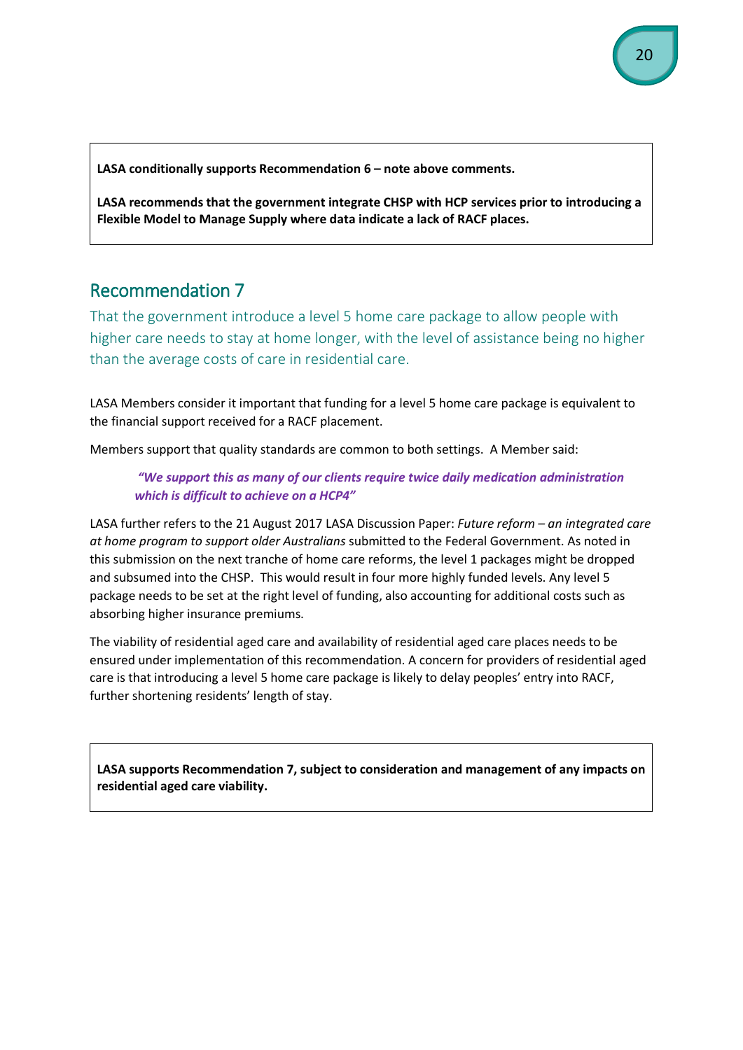**LASA conditionally supports Recommendation 6 – note above comments.**

**LASA recommends that the government integrate CHSP with HCP services prior to introducing a Flexible Model to Manage Supply where data indicate a lack of RACF places.**

## Recommendation 7

### That the government introduce a level 5 home care package to allow people with higher care needs to stay at home longer, with the level of assistance being no higher than the average costs of care in residential care.

LASA Members consider it important that funding for a level 5 home care package is equivalent to the financial support received for a RACF placement.

Members support that quality standards are common to both settings. A Member said:

> ***"We support this as many of our clients require twice daily medication administration which is difficult to achieve on a HCP4"***

LASA further refers to the 21 August 2017 LASA Discussion Paper: *Future reform – an integrated care at home program to support older Australians* submitted to the Federal Government. As noted in this submission on the next tranche of home care reforms, the level 1 packages might be dropped and subsumed into the CHSP. This would result in four more highly funded levels. Any level 5 package needs to be set at the right level of funding, also accounting for additional costs such as absorbing higher insurance premiums.

The viability of residential aged care and availability of residential aged care places needs to be ensured under implementation of this recommendation. A concern for providers of residential aged care is that introducing a level 5 home care package is likely to delay peoples' entry into RACF, further shortening residents' length of stay.

**LASA supports Recommendation 7, subject to consideration and management of any impacts on residential aged care viability.**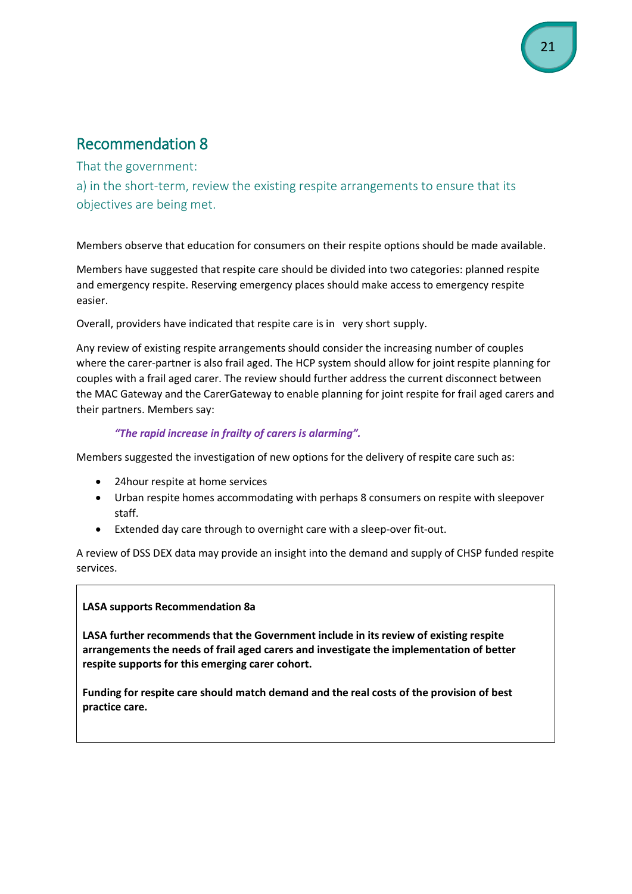## Recommendation 8

That the government:

a) in the short-term, review the existing respite arrangements to ensure that its objectives are being met.

Members observe that education for consumers on their respite options should be made available.

Members have suggested that respite care should be divided into two categories: planned respite and emergency respite. Reserving emergency places should make access to emergency respite easier.

Overall, providers have indicated that respite care is in very short supply.

Any review of existing respite arrangements should consider the increasing number of couples where the carer-partner is also frail aged. The HCP system should allow for joint respite planning for couples with a frail aged carer. The review should further address the current disconnect between the MAC Gateway and the CarerGateway to enable planning for joint respite for frail aged carers and their partners. Members say:

> ***"The rapid increase in frailty of carers is alarming".***

Members suggested the investigation of new options for the delivery of respite care such as:

- 24hour respite at home services
- Urban respite homes accommodating with perhaps 8 consumers on respite with sleepover staff.
- Extended day care through to overnight care with a sleep-over fit-out.

A review of DSS DEX data may provide an insight into the demand and supply of CHSP funded respite services.

**LASA supports Recommendation 8a**

**LASA further recommends that the Government include in its review of existing respite arrangements the needs of frail aged carers and investigate the implementation of better respite supports for this emerging carer cohort.**

**Funding for respite care should match demand and the real costs of the provision of best practice care.**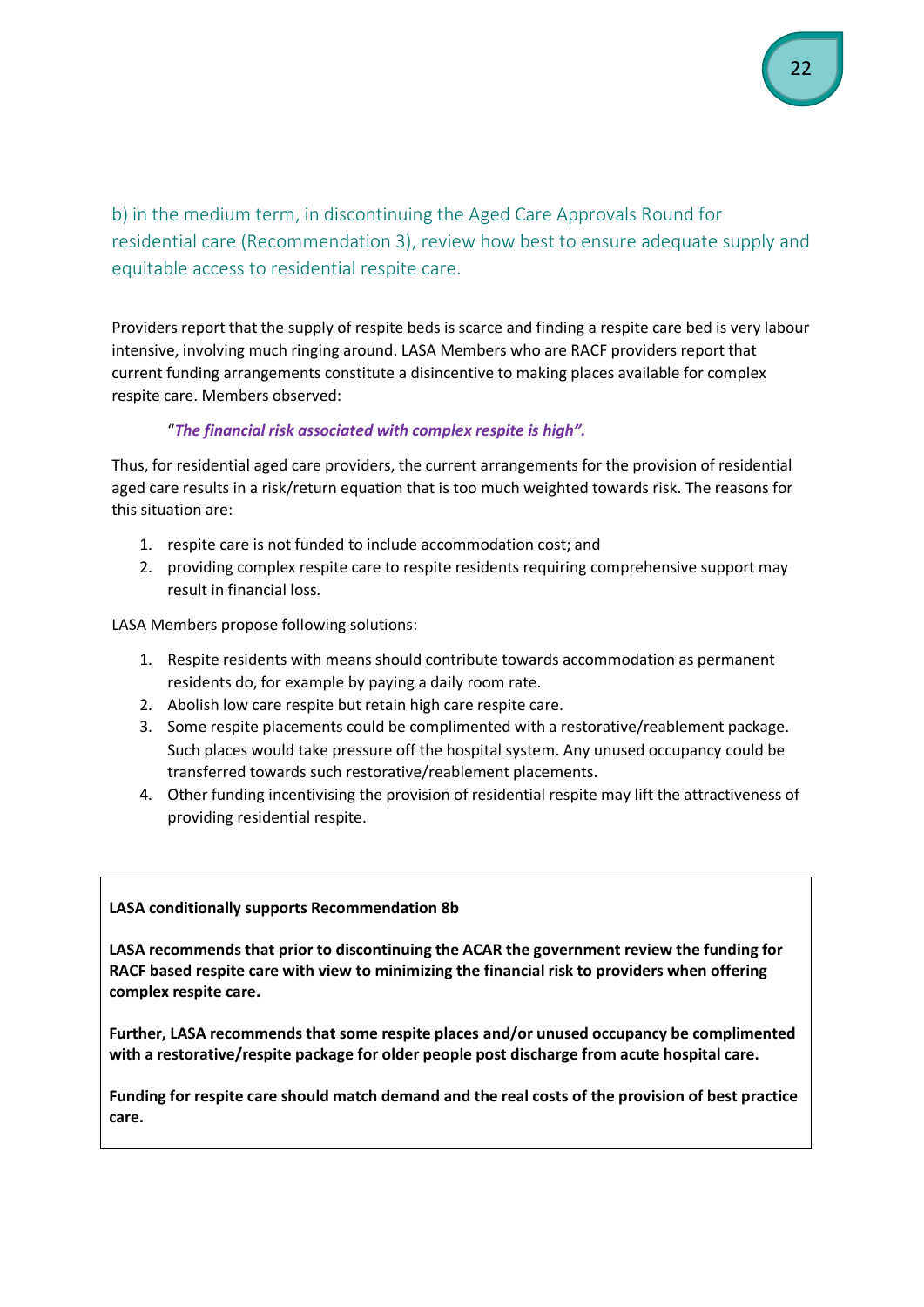### b) in the medium term, in discontinuing the Aged Care Approvals Round for residential care (Recommendation 3), review how best to ensure adequate supply and equitable access to residential respite care.

Providers report that the supply of respite beds is scarce and finding a respite care bed is very labour intensive, involving much ringing around. LASA Members who are RACF providers report that current funding arrangements constitute a disincentive to making places available for complex respite care. Members observed:

> "***The financial risk associated with complex respite is high".***

Thus, for residential aged care providers, the current arrangements for the provision of residential aged care results in a risk/return equation that is too much weighted towards risk. The reasons for this situation are:

1. respite care is not funded to include accommodation cost; and
2. providing complex respite care to respite residents requiring comprehensive support may result in financial loss.

LASA Members propose following solutions:

1. Respite residents with means should contribute towards accommodation as permanent residents do, for example by paying a daily room rate.
2. Abolish low care respite but retain high care respite care.
3. Some respite placements could be complimented with a restorative/reablement package. Such places would take pressure off the hospital system. Any unused occupancy could be transferred towards such restorative/reablement placements.
4. Other funding incentivising the provision of residential respite may lift the attractiveness of providing residential respite.

**LASA conditionally supports Recommendation 8b**

**LASA recommends that prior to discontinuing the ACAR the government review the funding for RACF based respite care with view to minimizing the financial risk to providers when offering complex respite care.**

**Further, LASA recommends that some respite places and/or unused occupancy be complimented with a restorative/respite package for older people post discharge from acute hospital care.**

**Funding for respite care should match demand and the real costs of the provision of best practice care.**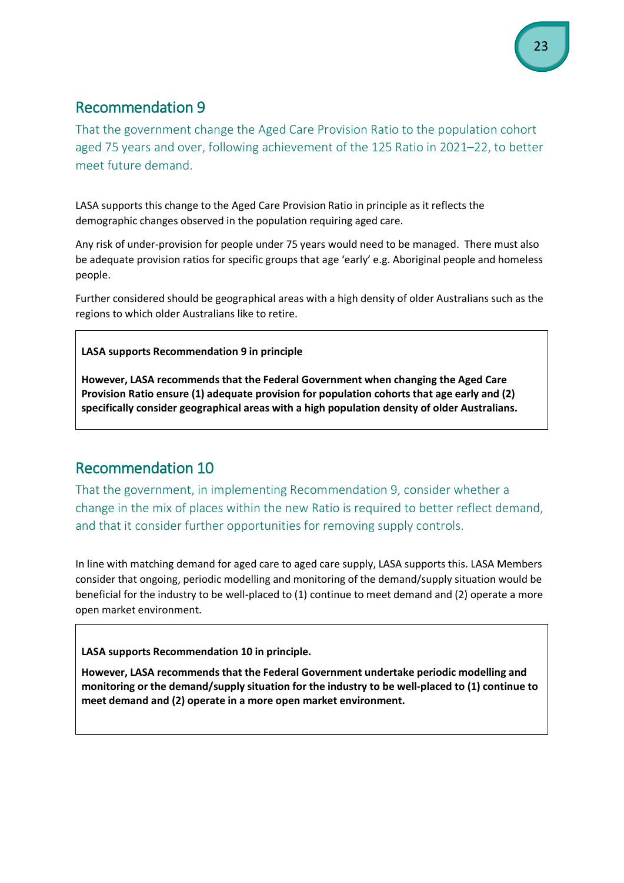## Recommendation 9

That the government change the Aged Care Provision Ratio to the population cohort aged 75 years and over, following achievement of the 125 Ratio in 2021–22, to better meet future demand.

LASA supports this change to the Aged Care Provision Ratio in principle as it reflects the demographic changes observed in the population requiring aged care.

Any risk of under-provision for people under 75 years would need to be managed. There must also be adequate provision ratios for specific groups that age 'early' e.g. Aboriginal people and homeless people.

Further considered should be geographical areas with a high density of older Australians such as the regions to which older Australians like to retire.

**LASA supports Recommendation 9 in principle**

**However, LASA recommends that the Federal Government when changing the Aged Care Provision Ratio ensure (1) adequate provision for population cohorts that age early and (2) specifically consider geographical areas with a high population density of older Australians.**

## Recommendation 10

That the government, in implementing Recommendation 9, consider whether a change in the mix of places within the new Ratio is required to better reflect demand, and that it consider further opportunities for removing supply controls.

In line with matching demand for aged care to aged care supply, LASA supports this. LASA Members consider that ongoing, periodic modelling and monitoring of the demand/supply situation would be beneficial for the industry to be well-placed to (1) continue to meet demand and (2) operate a more open market environment.

**LASA supports Recommendation 10 in principle.**

**However, LASA recommends that the Federal Government undertake periodic modelling and monitoring or the demand/supply situation for the industry to be well-placed to (1) continue to meet demand and (2) operate in a more open market environment.**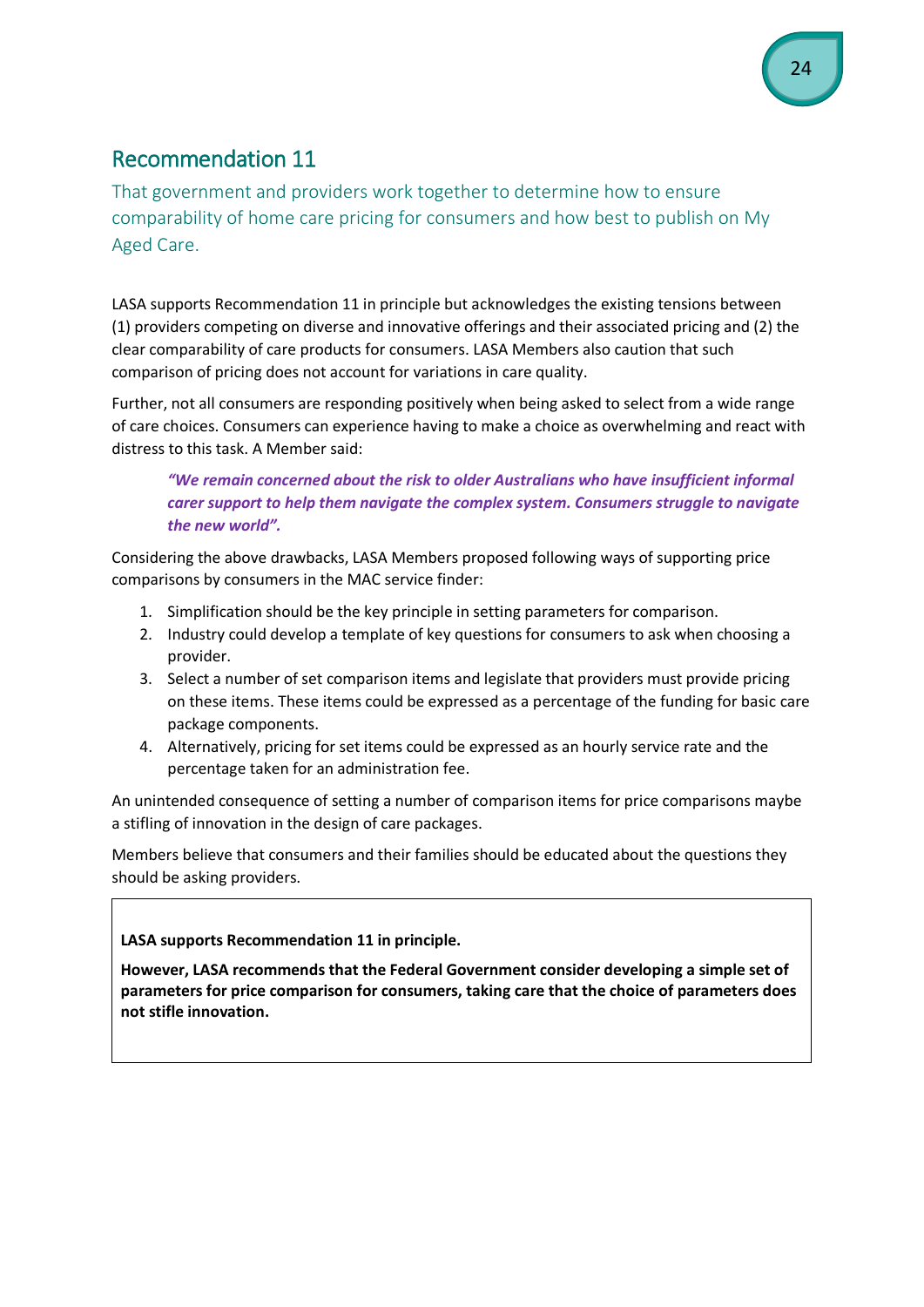## Recommendation 11

That government and providers work together to determine how to ensure comparability of home care pricing for consumers and how best to publish on My Aged Care.

LASA supports Recommendation 11 in principle but acknowledges the existing tensions between (1) providers competing on diverse and innovative offerings and their associated pricing and (2) the clear comparability of care products for consumers. LASA Members also caution that such comparison of pricing does not account for variations in care quality.

Further, not all consumers are responding positively when being asked to select from a wide range of care choices. Consumers can experience having to make a choice as overwhelming and react with distress to this task. A Member said:

> ***"We remain concerned about the risk to older Australians who have insufficient informal carer support to help them navigate the complex system. Consumers struggle to navigate the new world".***

Considering the above drawbacks, LASA Members proposed following ways of supporting price comparisons by consumers in the MAC service finder:

1. Simplification should be the key principle in setting parameters for comparison.
2. Industry could develop a template of key questions for consumers to ask when choosing a provider.
3. Select a number of set comparison items and legislate that providers must provide pricing on these items. These items could be expressed as a percentage of the funding for basic care package components.
4. Alternatively, pricing for set items could be expressed as an hourly service rate and the percentage taken for an administration fee.

An unintended consequence of setting a number of comparison items for price comparisons maybe a stifling of innovation in the design of care packages.

Members believe that consumers and their families should be educated about the questions they should be asking providers.

**LASA supports Recommendation 11 in principle.**

**However, LASA recommends that the Federal Government consider developing a simple set of parameters for price comparison for consumers, taking care that the choice of parameters does not stifle innovation.**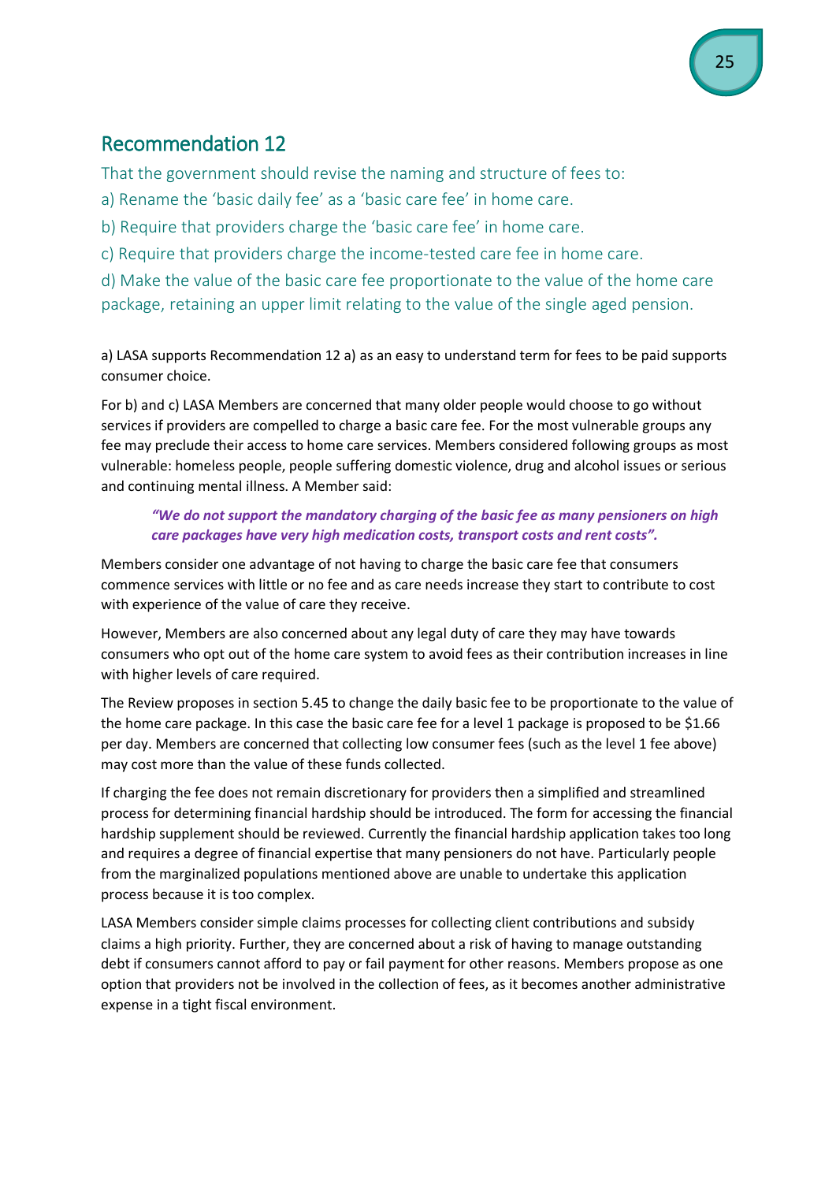## Recommendation 12

That the government should revise the naming and structure of fees to:

a) Rename the 'basic daily fee' as a 'basic care fee' in home care.

b) Require that providers charge the 'basic care fee' in home care.

c) Require that providers charge the income-tested care fee in home care.

d) Make the value of the basic care fee proportionate to the value of the home care package, retaining an upper limit relating to the value of the single aged pension.

a) LASA supports Recommendation 12 a) as an easy to understand term for fees to be paid supports consumer choice.

For b) and c) LASA Members are concerned that many older people would choose to go without services if providers are compelled to charge a basic care fee. For the most vulnerable groups any fee may preclude their access to home care services. Members considered following groups as most vulnerable: homeless people, people suffering domestic violence, drug and alcohol issues or serious and continuing mental illness. A Member said:

> ***"We do not support the mandatory charging of the basic fee as many pensioners on high care packages have very high medication costs, transport costs and rent costs".***

Members consider one advantage of not having to charge the basic care fee that consumers commence services with little or no fee and as care needs increase they start to contribute to cost with experience of the value of care they receive.

However, Members are also concerned about any legal duty of care they may have towards consumers who opt out of the home care system to avoid fees as their contribution increases in line with higher levels of care required.

The Review proposes in section 5.45 to change the daily basic fee to be proportionate to the value of the home care package. In this case the basic care fee for a level 1 package is proposed to be $1.66 per day. Members are concerned that collecting low consumer fees (such as the level 1 fee above) may cost more than the value of these funds collected.

If charging the fee does not remain discretionary for providers then a simplified and streamlined process for determining financial hardship should be introduced. The form for accessing the financial hardship supplement should be reviewed. Currently the financial hardship application takes too long and requires a degree of financial expertise that many pensioners do not have. Particularly people from the marginalized populations mentioned above are unable to undertake this application process because it is too complex.

LASA Members consider simple claims processes for collecting client contributions and subsidy claims a high priority. Further, they are concerned about a risk of having to manage outstanding debt if consumers cannot afford to pay or fail payment for other reasons. Members propose as one option that providers not be involved in the collection of fees, as it becomes another administrative expense in a tight fiscal environment.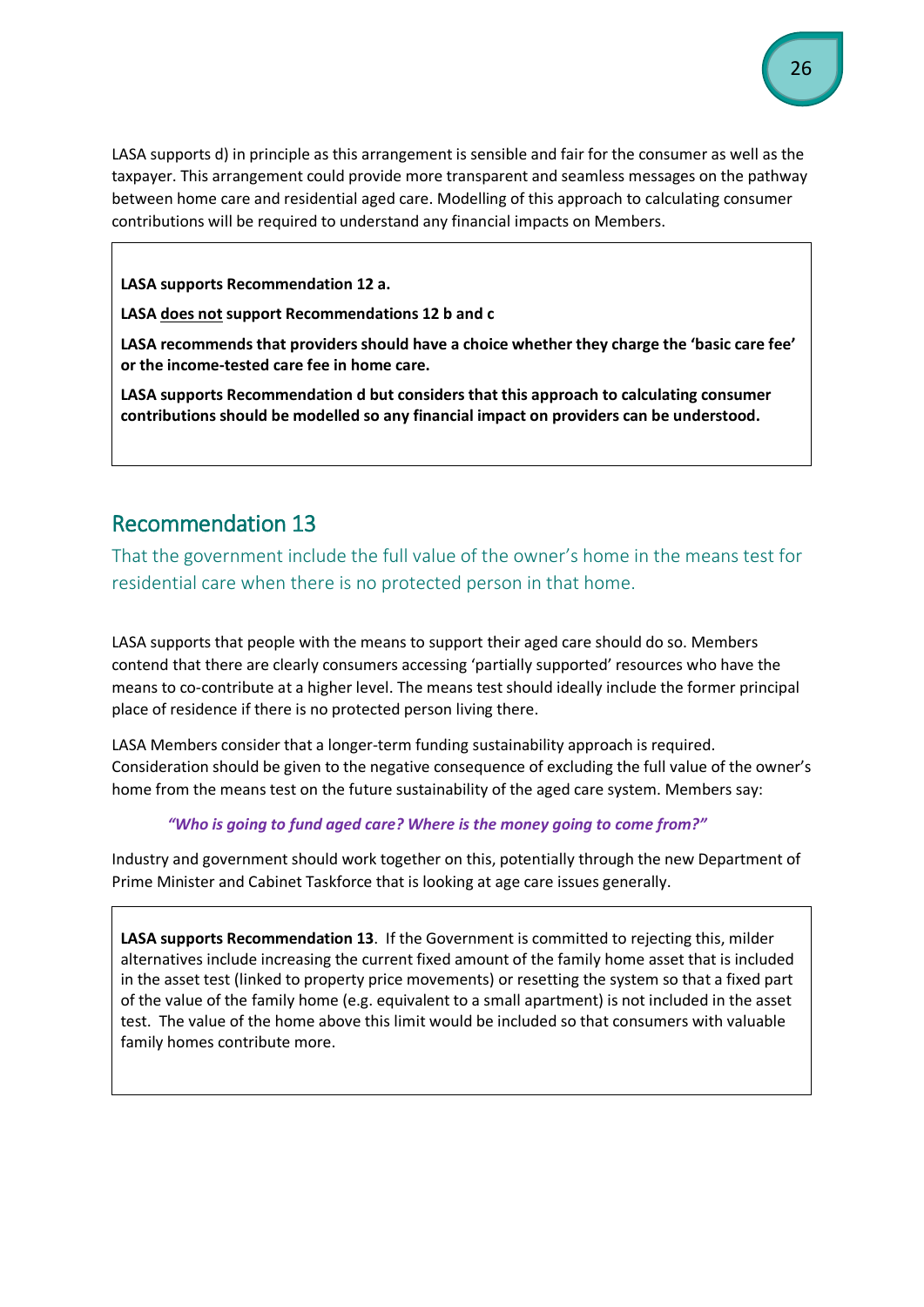LASA supports d) in principle as this arrangement is sensible and fair for the consumer as well as the taxpayer. This arrangement could provide more transparent and seamless messages on the pathway between home care and residential aged care. Modelling of this approach to calculating consumer contributions will be required to understand any financial impacts on Members.

**LASA supports Recommendation 12 a.**

**LASA <u>does not</u> support Recommendations 12 b and c**

**LASA recommends that providers should have a choice whether they charge the 'basic care fee' or the income-tested care fee in home care.**

**LASA supports Recommendation d but considers that this approach to calculating consumer contributions should be modelled so any financial impact on providers can be understood.**

## Recommendation 13

### That the government include the full value of the owner's home in the means test for residential care when there is no protected person in that home.

LASA supports that people with the means to support their aged care should do so. Members contend that there are clearly consumers accessing 'partially supported' resources who have the means to co-contribute at a higher level. The means test should ideally include the former principal place of residence if there is no protected person living there.

LASA Members consider that a longer-term funding sustainability approach is required. Consideration should be given to the negative consequence of excluding the full value of the owner's home from the means test on the future sustainability of the aged care system. Members say:

> ***"Who is going to fund aged care? Where is the money going to come from?"***

Industry and government should work together on this, potentially through the new Department of Prime Minister and Cabinet Taskforce that is looking at age care issues generally.

**LASA supports Recommendation 13**. If the Government is committed to rejecting this, milder alternatives include increasing the current fixed amount of the family home asset that is included in the asset test (linked to property price movements) or resetting the system so that a fixed part of the value of the family home (e.g. equivalent to a small apartment) is not included in the asset test. The value of the home above this limit would be included so that consumers with valuable family homes contribute more.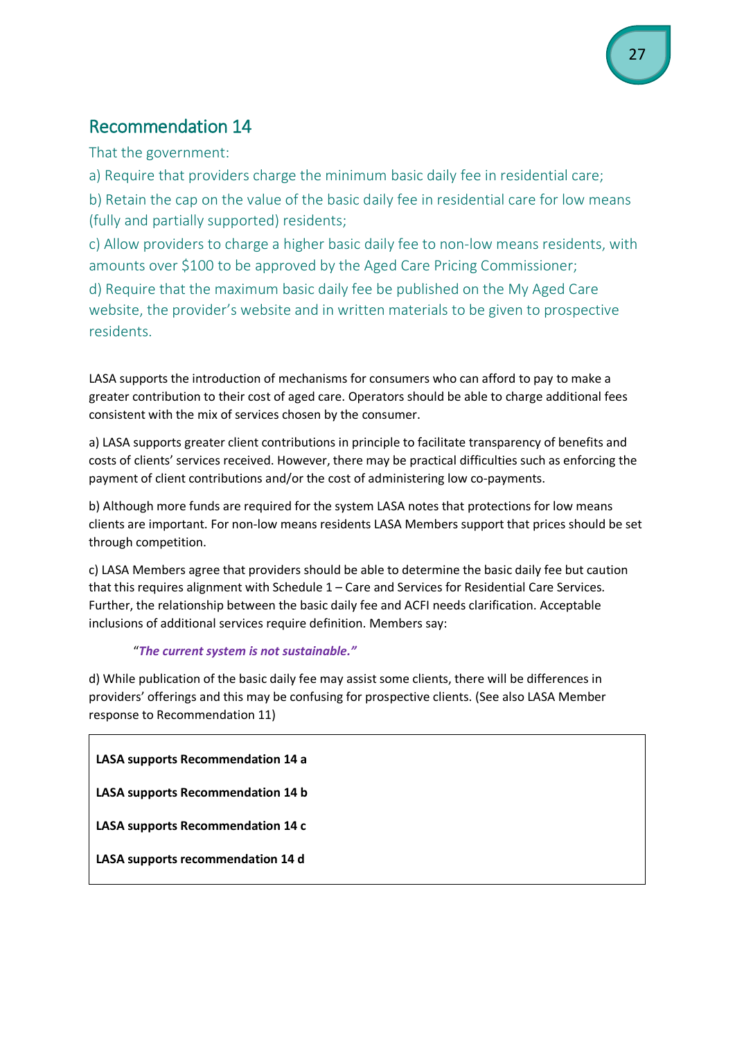## Recommendation 14

That the government:

a) Require that providers charge the minimum basic daily fee in residential care;

b) Retain the cap on the value of the basic daily fee in residential care for low means (fully and partially supported) residents;

c) Allow providers to charge a higher basic daily fee to non-low means residents, with amounts over $100 to be approved by the Aged Care Pricing Commissioner;

d) Require that the maximum basic daily fee be published on the My Aged Care website, the provider's website and in written materials to be given to prospective residents.

LASA supports the introduction of mechanisms for consumers who can afford to pay to make a greater contribution to their cost of aged care. Operators should be able to charge additional fees consistent with the mix of services chosen by the consumer.

a) LASA supports greater client contributions in principle to facilitate transparency of benefits and costs of clients' services received. However, there may be practical difficulties such as enforcing the payment of client contributions and/or the cost of administering low co-payments.

b) Although more funds are required for the system LASA notes that protections for low means clients are important. For non-low means residents LASA Members support that prices should be set through competition.

c) LASA Members agree that providers should be able to determine the basic daily fee but caution that this requires alignment with Schedule 1 – Care and Services for Residential Care Services. Further, the relationship between the basic daily fee and ACFI needs clarification. Acceptable inclusions of additional services require definition. Members say:

> "***The current system is not sustainable."***

d) While publication of the basic daily fee may assist some clients, there will be differences in providers' offerings and this may be confusing for prospective clients. (See also LASA Member response to Recommendation 11)

**LASA supports Recommendation 14 a**

**LASA supports Recommendation 14 b**

**LASA supports Recommendation 14 c**

**LASA supports recommendation 14 d**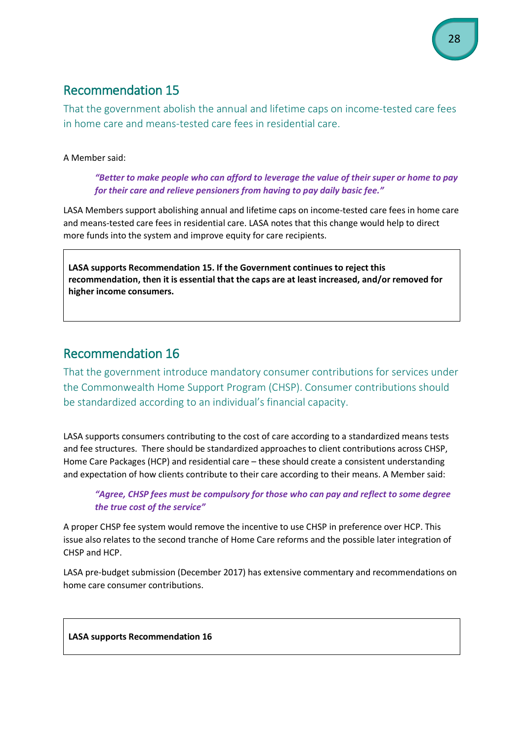## Recommendation 15

That the government abolish the annual and lifetime caps on income-tested care fees in home care and means-tested care fees in residential care.

A Member said:

> ***"Better to make people who can afford to leverage the value of their super or home to pay for their care and relieve pensioners from having to pay daily basic fee."***

LASA Members support abolishing annual and lifetime caps on income-tested care fees in home care and means-tested care fees in residential care. LASA notes that this change would help to direct more funds into the system and improve equity for care recipients.

**LASA supports Recommendation 15. If the Government continues to reject this recommendation, then it is essential that the caps are at least increased, and/or removed for higher income consumers.**

## Recommendation 16

That the government introduce mandatory consumer contributions for services under the Commonwealth Home Support Program (CHSP). Consumer contributions should be standardized according to an individual's financial capacity.

LASA supports consumers contributing to the cost of care according to a standardized means tests and fee structures. There should be standardized approaches to client contributions across CHSP, Home Care Packages (HCP) and residential care – these should create a consistent understanding and expectation of how clients contribute to their care according to their means. A Member said:

> ***"Agree, CHSP fees must be compulsory for those who can pay and reflect to some degree the true cost of the service"***

A proper CHSP fee system would remove the incentive to use CHSP in preference over HCP. This issue also relates to the second tranche of Home Care reforms and the possible later integration of CHSP and HCP.

LASA pre-budget submission (December 2017) has extensive commentary and recommendations on home care consumer contributions.

**LASA supports Recommendation 16**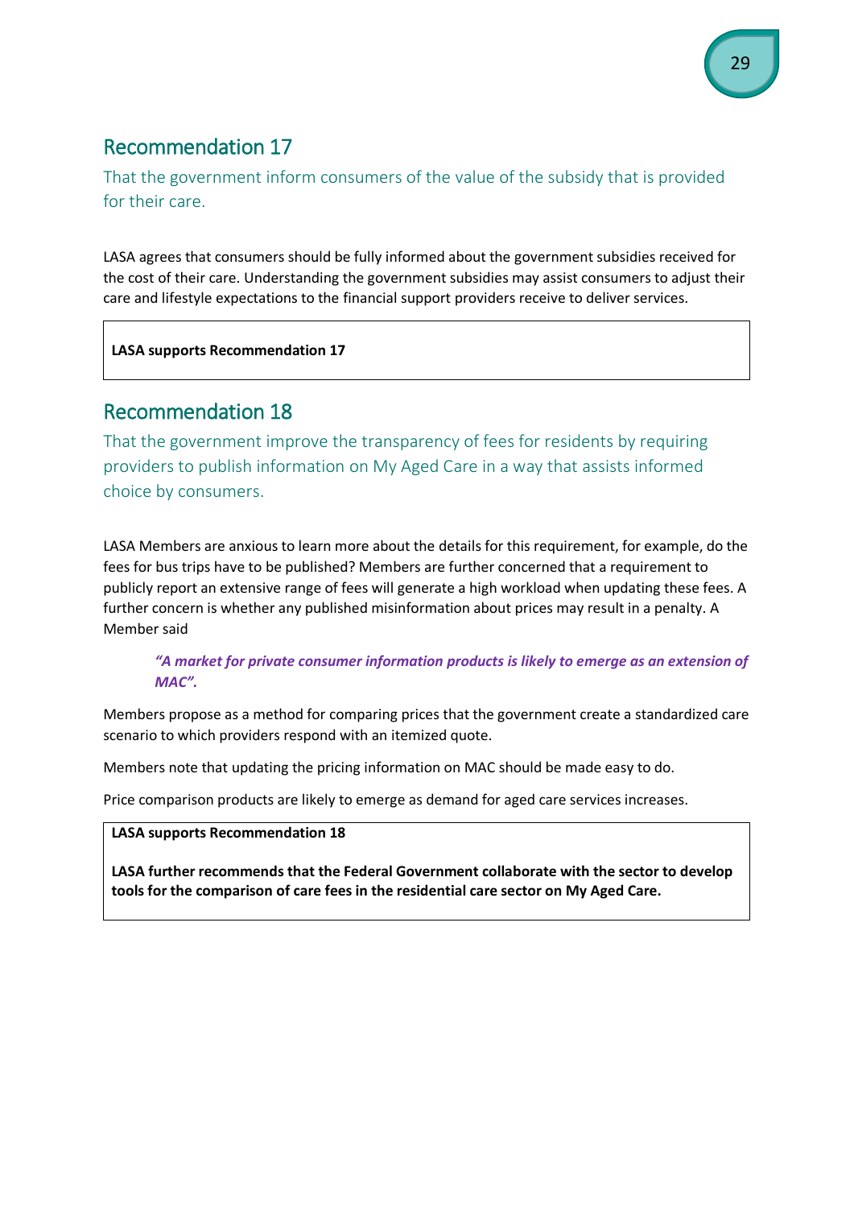## Recommendation 17

That the government inform consumers of the value of the subsidy that is provided for their care.

LASA agrees that consumers should be fully informed about the government subsidies received for the cost of their care. Understanding the government subsidies may assist consumers to adjust their care and lifestyle expectations to the financial support providers receive to deliver services.

**LASA supports Recommendation 17**

## Recommendation 18

That the government improve the transparency of fees for residents by requiring providers to publish information on My Aged Care in a way that assists informed choice by consumers.

LASA Members are anxious to learn more about the details for this requirement, for example, do the fees for bus trips have to be published? Members are further concerned that a requirement to publicly report an extensive range of fees will generate a high workload when updating these fees. A further concern is whether any published misinformation about prices may result in a penalty. A Member said

> ***"A market for private consumer information products is likely to emerge as an extension of MAC".***

Members propose as a method for comparing prices that the government create a standardized care scenario to which providers respond with an itemized quote.

Members note that updating the pricing information on MAC should be made easy to do.

Price comparison products are likely to emerge as demand for aged care services increases.

**LASA supports Recommendation 18**

**LASA further recommends that the Federal Government collaborate with the sector to develop tools for the comparison of care fees in the residential care sector on My Aged Care.**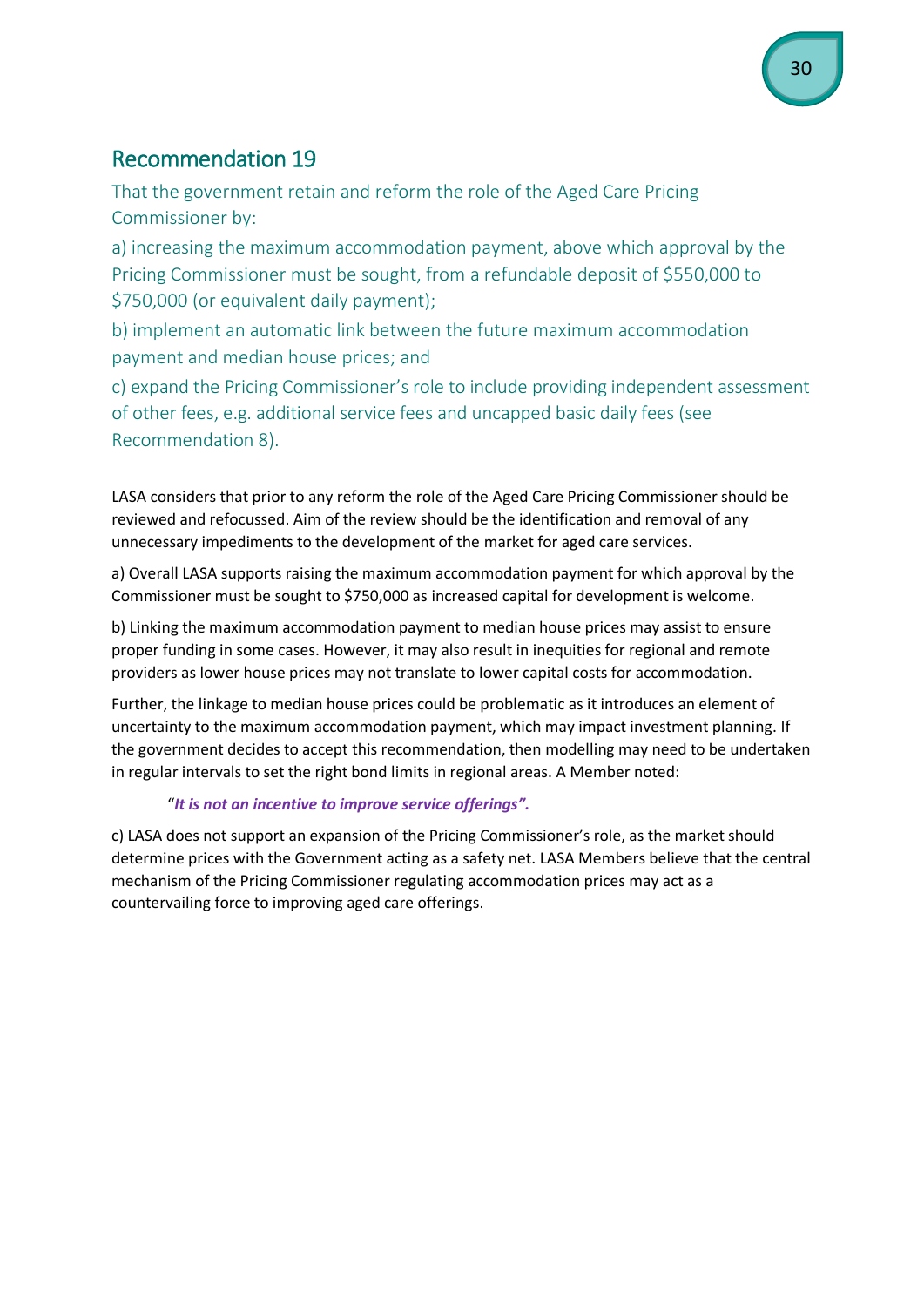## Recommendation 19

That the government retain and reform the role of the Aged Care Pricing Commissioner by:

a) increasing the maximum accommodation payment, above which approval by the Pricing Commissioner must be sought, from a refundable deposit of $550,000 to $750,000 (or equivalent daily payment);

b) implement an automatic link between the future maximum accommodation payment and median house prices; and

c) expand the Pricing Commissioner's role to include providing independent assessment of other fees, e.g. additional service fees and uncapped basic daily fees (see Recommendation 8).

LASA considers that prior to any reform the role of the Aged Care Pricing Commissioner should be reviewed and refocussed. Aim of the review should be the identification and removal of any unnecessary impediments to the development of the market for aged care services.

a) Overall LASA supports raising the maximum accommodation payment for which approval by the Commissioner must be sought to $750,000 as increased capital for development is welcome.

b) Linking the maximum accommodation payment to median house prices may assist to ensure proper funding in some cases. However, it may also result in inequities for regional and remote providers as lower house prices may not translate to lower capital costs for accommodation.

Further, the linkage to median house prices could be problematic as it introduces an element of uncertainty to the maximum accommodation payment, which may impact investment planning. If the government decides to accept this recommendation, then modelling may need to be undertaken in regular intervals to set the right bond limits in regional areas. A Member noted:

> "***It is not an incentive to improve service offerings".***

c) LASA does not support an expansion of the Pricing Commissioner's role, as the market should determine prices with the Government acting as a safety net. LASA Members believe that the central mechanism of the Pricing Commissioner regulating accommodation prices may act as a countervailing force to improving aged care offerings.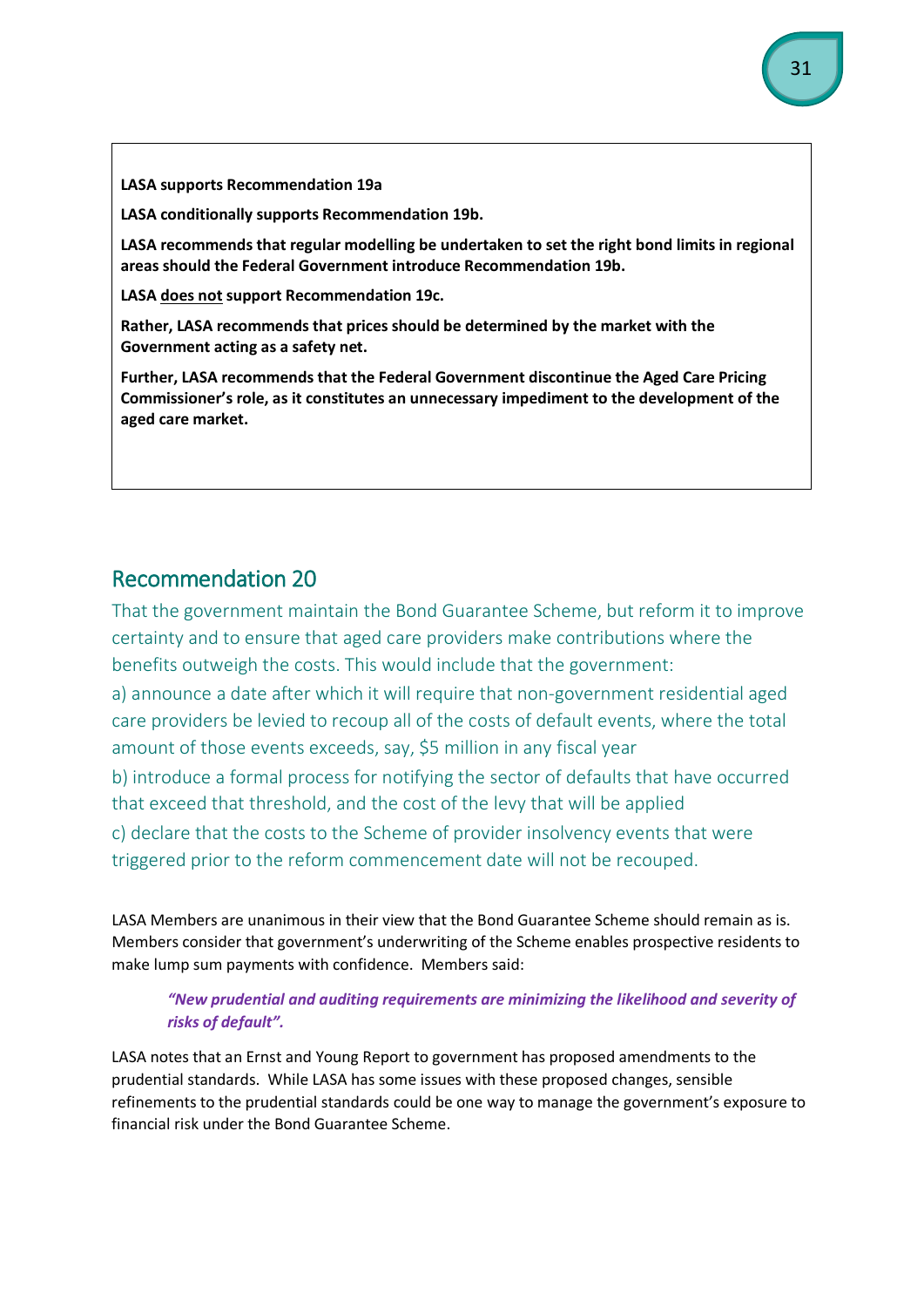**LASA supports Recommendation 19a**

**LASA conditionally supports Recommendation 19b.**

**LASA recommends that regular modelling be undertaken to set the right bond limits in regional areas should the Federal Government introduce Recommendation 19b.**

**LASA <u>does not</u> support Recommendation 19c.**

**Rather, LASA recommends that prices should be determined by the market with the Government acting as a safety net.**

**Further, LASA recommends that the Federal Government discontinue the Aged Care Pricing Commissioner's role, as it constitutes an unnecessary impediment to the development of the aged care market.**

## Recommendation 20

That the government maintain the Bond Guarantee Scheme, but reform it to improve certainty and to ensure that aged care providers make contributions where the benefits outweigh the costs. This would include that the government:

a) announce a date after which it will require that non-government residential aged care providers be levied to recoup all of the costs of default events, where the total amount of those events exceeds, say, $5 million in any fiscal year

b) introduce a formal process for notifying the sector of defaults that have occurred that exceed that threshold, and the cost of the levy that will be applied

c) declare that the costs to the Scheme of provider insolvency events that were triggered prior to the reform commencement date will not be recouped.

LASA Members are unanimous in their view that the Bond Guarantee Scheme should remain as is. Members consider that government's underwriting of the Scheme enables prospective residents to make lump sum payments with confidence. Members said:

> ***"New prudential and auditing requirements are minimizing the likelihood and severity of risks of default".***

LASA notes that an Ernst and Young Report to government has proposed amendments to the prudential standards. While LASA has some issues with these proposed changes, sensible refinements to the prudential standards could be one way to manage the government's exposure to financial risk under the Bond Guarantee Scheme.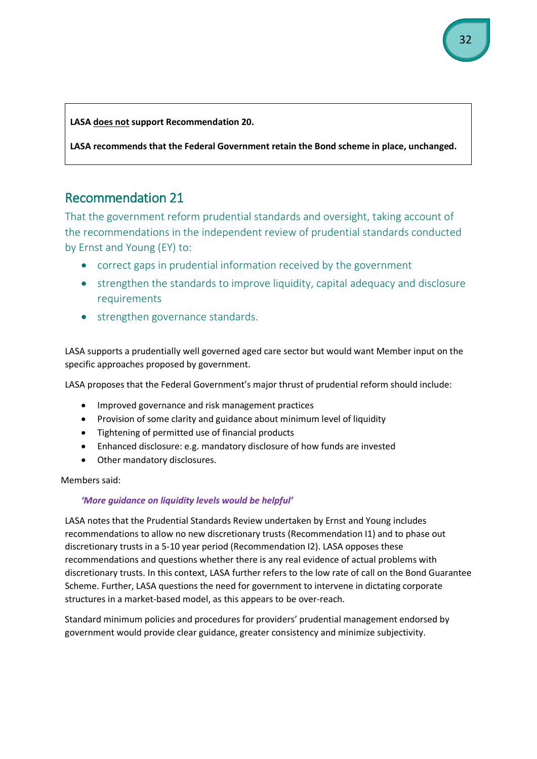**LASA <u>does not</u> support Recommendation 20.**

**LASA recommends that the Federal Government retain the Bond scheme in place, unchanged.**

## Recommendation 21

That the government reform prudential standards and oversight, taking account of the recommendations in the independent review of prudential standards conducted by Ernst and Young (EY) to:

- correct gaps in prudential information received by the government
- strengthen the standards to improve liquidity, capital adequacy and disclosure requirements
- strengthen governance standards.

LASA supports a prudentially well governed aged care sector but would want Member input on the specific approaches proposed by government.

LASA proposes that the Federal Government's major thrust of prudential reform should include:

- Improved governance and risk management practices
- Provision of some clarity and guidance about minimum level of liquidity
- Tightening of permitted use of financial products
- Enhanced disclosure: e.g. mandatory disclosure of how funds are invested
- Other mandatory disclosures.

Members said:

> ***'More guidance on liquidity levels would be helpful'***

LASA notes that the Prudential Standards Review undertaken by Ernst and Young includes recommendations to allow no new discretionary trusts (Recommendation I1) and to phase out discretionary trusts in a 5-10 year period (Recommendation I2). LASA opposes these recommendations and questions whether there is any real evidence of actual problems with discretionary trusts. In this context, LASA further refers to the low rate of call on the Bond Guarantee Scheme. Further, LASA questions the need for government to intervene in dictating corporate structures in a market-based model, as this appears to be over-reach.

Standard minimum policies and procedures for providers' prudential management endorsed by government would provide clear guidance, greater consistency and minimize subjectivity.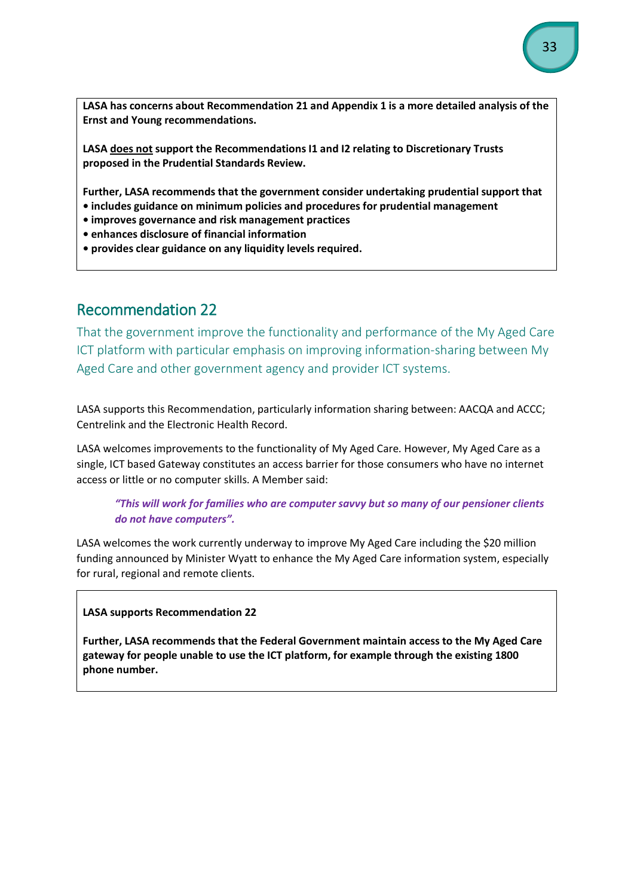**LASA has concerns about Recommendation 21 and Appendix 1 is a more detailed analysis of the Ernst and Young recommendations.**

**LASA does not support the Recommendations I1 and I2 relating to Discretionary Trusts proposed in the Prudential Standards Review.**

**Further, LASA recommends that the government consider undertaking prudential support that**
- **includes guidance on minimum policies and procedures for prudential management**
- **improves governance and risk management practices**
- **enhances disclosure of financial information**
- **provides clear guidance on any liquidity levels required.**

## Recommendation 22

That the government improve the functionality and performance of the My Aged Care ICT platform with particular emphasis on improving information-sharing between My Aged Care and other government agency and provider ICT systems.

LASA supports this Recommendation, particularly information sharing between: AACQA and ACCC; Centrelink and the Electronic Health Record.

LASA welcomes improvements to the functionality of My Aged Care. However, My Aged Care as a single, ICT based Gateway constitutes an access barrier for those consumers who have no internet access or little or no computer skills. A Member said:

> ***"This will work for families who are computer savvy but so many of our pensioner clients do not have computers".***

LASA welcomes the work currently underway to improve My Aged Care including the $20 million funding announced by Minister Wyatt to enhance the My Aged Care information system, especially for rural, regional and remote clients.

**LASA supports Recommendation 22**

**Further, LASA recommends that the Federal Government maintain access to the My Aged Care gateway for people unable to use the ICT platform, for example through the existing 1800 phone number.**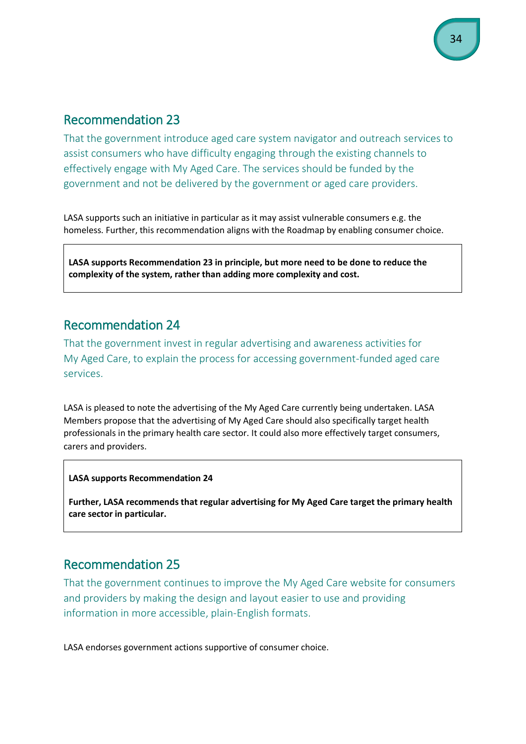## Recommendation 23

That the government introduce aged care system navigator and outreach services to assist consumers who have difficulty engaging through the existing channels to effectively engage with My Aged Care. The services should be funded by the government and not be delivered by the government or aged care providers.

LASA supports such an initiative in particular as it may assist vulnerable consumers e.g. the homeless. Further, this recommendation aligns with the Roadmap by enabling consumer choice.

> **LASA supports Recommendation 23 in principle, but more need to be done to reduce the complexity of the system, rather than adding more complexity and cost.**

## Recommendation 24

That the government invest in regular advertising and awareness activities for My Aged Care, to explain the process for accessing government-funded aged care services.

LASA is pleased to note the advertising of the My Aged Care currently being undertaken. LASA Members propose that the advertising of My Aged Care should also specifically target health professionals in the primary health care sector. It could also more effectively target consumers, carers and providers.

> **LASA supports Recommendation 24**
>
> **Further, LASA recommends that regular advertising for My Aged Care target the primary health care sector in particular.**

## Recommendation 25

That the government continues to improve the My Aged Care website for consumers and providers by making the design and layout easier to use and providing information in more accessible, plain-English formats.

LASA endorses government actions supportive of consumer choice.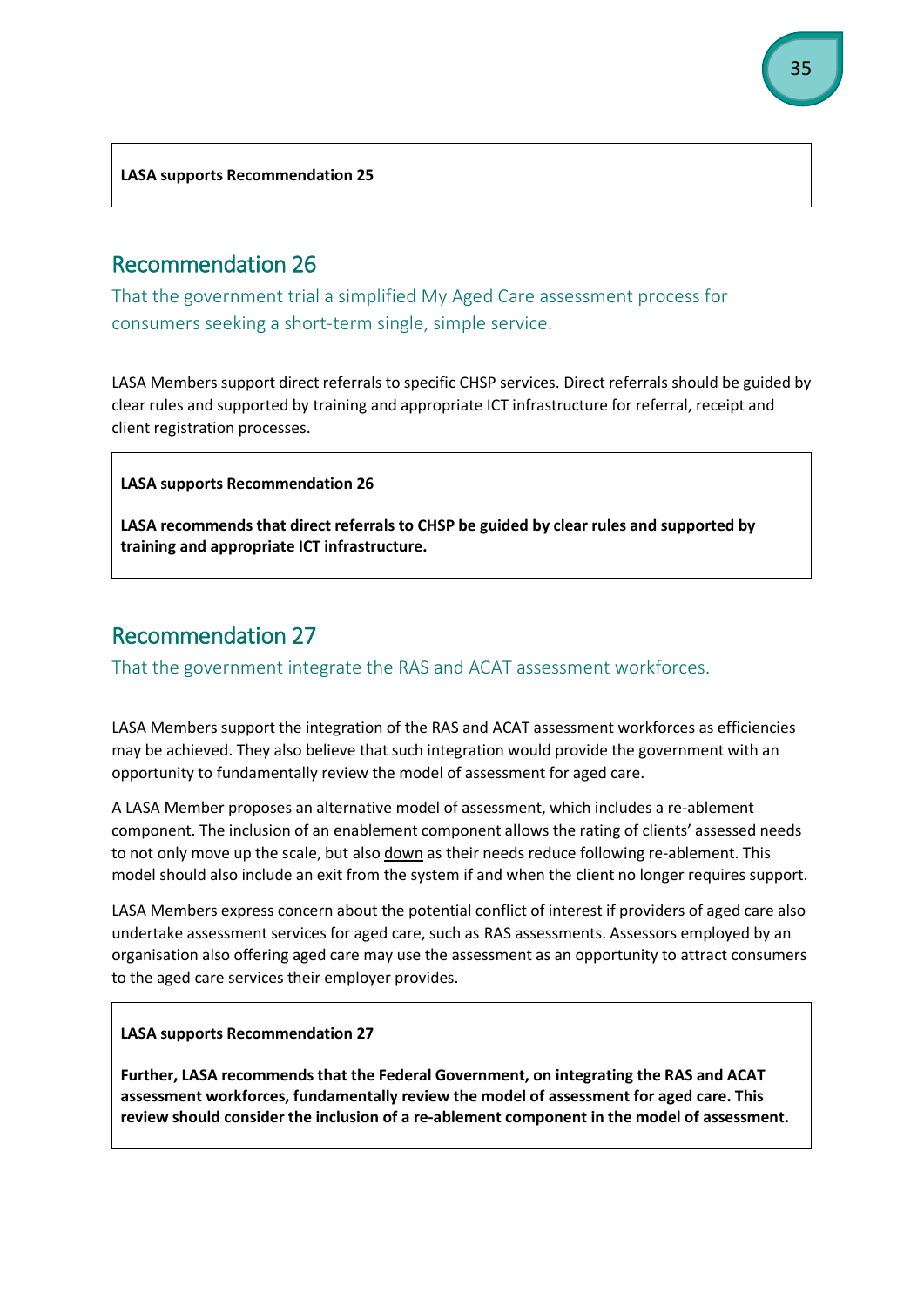**LASA supports Recommendation 25**

## Recommendation 26

That the government trial a simplified My Aged Care assessment process for consumers seeking a short-term single, simple service.

LASA Members support direct referrals to specific CHSP services. Direct referrals should be guided by clear rules and supported by training and appropriate ICT infrastructure for referral, receipt and client registration processes.

**LASA supports Recommendation 26**

**LASA recommends that direct referrals to CHSP be guided by clear rules and supported by training and appropriate ICT infrastructure.**

## Recommendation 27

That the government integrate the RAS and ACAT assessment workforces.

LASA Members support the integration of the RAS and ACAT assessment workforces as efficiencies may be achieved. They also believe that such integration would provide the government with an opportunity to fundamentally review the model of assessment for aged care.

A LASA Member proposes an alternative model of assessment, which includes a re-ablement component. The inclusion of an enablement component allows the rating of clients' assessed needs to not only move up the scale, but also down as their needs reduce following re-ablement. This model should also include an exit from the system if and when the client no longer requires support.

LASA Members express concern about the potential conflict of interest if providers of aged care also undertake assessment services for aged care, such as RAS assessments. Assessors employed by an organisation also offering aged care may use the assessment as an opportunity to attract consumers to the aged care services their employer provides.

**LASA supports Recommendation 27**

**Further, LASA recommends that the Federal Government, on integrating the RAS and ACAT assessment workforces, fundamentally review the model of assessment for aged care. This review should consider the inclusion of a re-ablement component in the model of assessment.**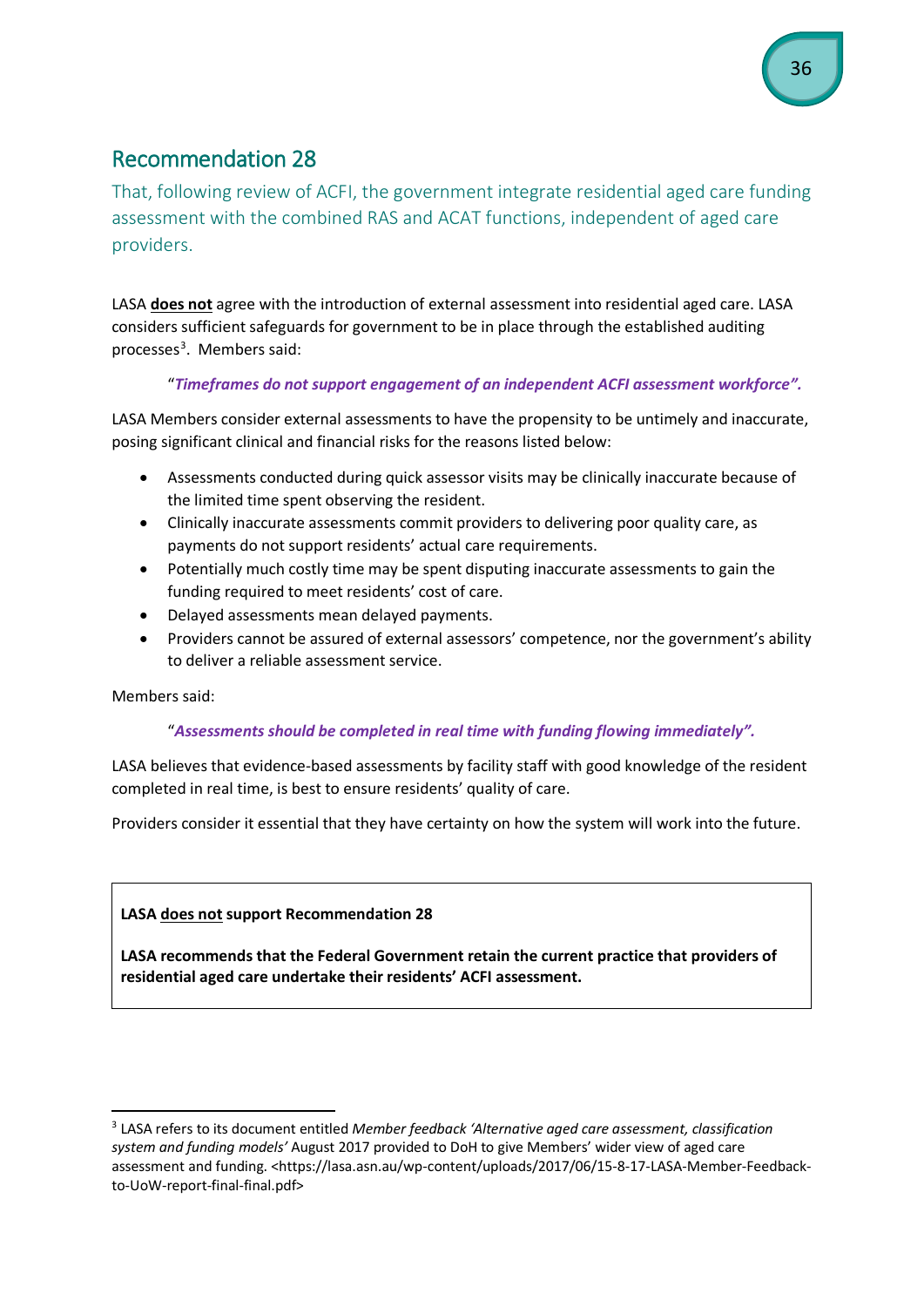## Recommendation 28

That, following review of ACFI, the government integrate residential aged care funding assessment with the combined RAS and ACAT functions, independent of aged care providers.

LASA **does not** agree with the introduction of external assessment into residential aged care. LASA considers sufficient safeguards for government to be in place through the established auditing processes[3]. Members said:

> "***Timeframes do not support engagement of an independent ACFI assessment workforce".***

LASA Members consider external assessments to have the propensity to be untimely and inaccurate, posing significant clinical and financial risks for the reasons listed below:

- Assessments conducted during quick assessor visits may be clinically inaccurate because of the limited time spent observing the resident.
- Clinically inaccurate assessments commit providers to delivering poor quality care, as payments do not support residents' actual care requirements.
- Potentially much costly time may be spent disputing inaccurate assessments to gain the funding required to meet residents' cost of care.
- Delayed assessments mean delayed payments.
- Providers cannot be assured of external assessors' competence, nor the government's ability to deliver a reliable assessment service.

Members said:

> "***Assessments should be completed in real time with funding flowing immediately".***

LASA believes that evidence-based assessments by facility staff with good knowledge of the resident completed in real time, is best to ensure residents' quality of care.

Providers consider it essential that they have certainty on how the system will work into the future.

**LASA does not support Recommendation 28**

**LASA recommends that the Federal Government retain the current practice that providers of residential aged care undertake their residents' ACFI assessment.**

---

[3] LASA refers to its document entitled *Member feedback 'Alternative aged care assessment, classification system and funding models'* August 2017 provided to DoH to give Members' wider view of aged care assessment and funding. <https://lasa.asn.au/wp-content/uploads/2017/06/15-8-17-LASA-Member-Feedback-to-UoW-report-final-final.pdf>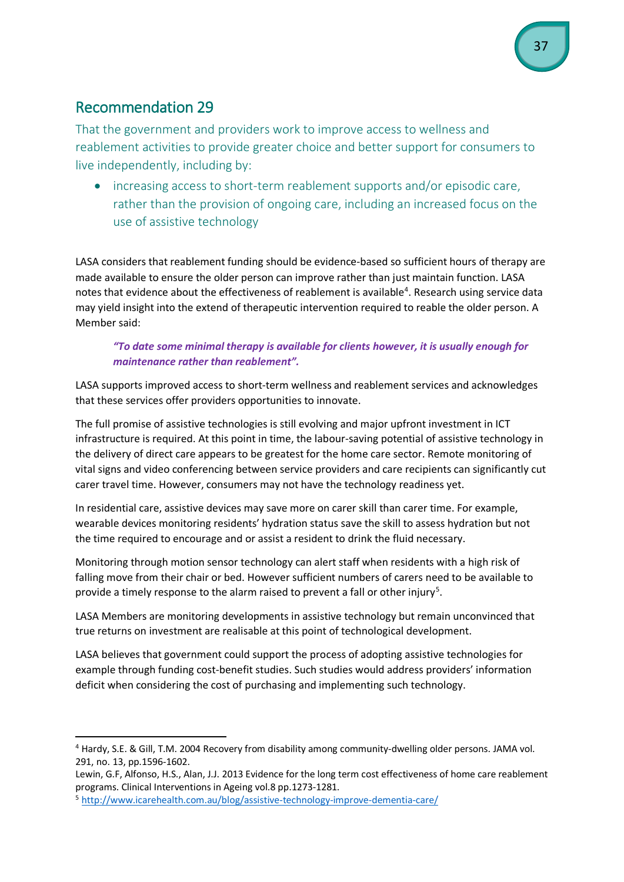## Recommendation 29

That the government and providers work to improve access to wellness and reablement activities to provide greater choice and better support for consumers to live independently, including by:

- increasing access to short-term reablement supports and/or episodic care, rather than the provision of ongoing care, including an increased focus on the use of assistive technology

LASA considers that reablement funding should be evidence-based so sufficient hours of therapy are made available to ensure the older person can improve rather than just maintain function. LASA notes that evidence about the effectiveness of reablement is available[4]. Research using service data may yield insight into the extend of therapeutic intervention required to reable the older person. A Member said:

> ***"To date some minimal therapy is available for clients however, it is usually enough for maintenance rather than reablement".***

LASA supports improved access to short-term wellness and reablement services and acknowledges that these services offer providers opportunities to innovate.

The full promise of assistive technologies is still evolving and major upfront investment in ICT infrastructure is required. At this point in time, the labour-saving potential of assistive technology in the delivery of direct care appears to be greatest for the home care sector. Remote monitoring of vital signs and video conferencing between service providers and care recipients can significantly cut carer travel time. However, consumers may not have the technology readiness yet.

In residential care, assistive devices may save more on carer skill than carer time. For example, wearable devices monitoring residents' hydration status save the skill to assess hydration but not the time required to encourage and or assist a resident to drink the fluid necessary.

Monitoring through motion sensor technology can alert staff when residents with a high risk of falling move from their chair or bed. However sufficient numbers of carers need to be available to provide a timely response to the alarm raised to prevent a fall or other injury[5].

LASA Members are monitoring developments in assistive technology but remain unconvinced that true returns on investment are realisable at this point of technological development.

LASA believes that government could support the process of adopting assistive technologies for example through funding cost-benefit studies. Such studies would address providers' information deficit when considering the cost of purchasing and implementing such technology.

---

[4] Hardy, S.E. & Gill, T.M. 2004 Recovery from disability among community-dwelling older persons. JAMA vol. 291, no. 13, pp.1596-1602.
Lewin, G.F, Alfonso, H.S., Alan, J.J. 2013 Evidence for the long term cost effectiveness of home care reablement programs. Clinical Interventions in Ageing vol.8 pp.1273-1281.

[5] http://www.icarehealth.com.au/blog/assistive-technology-improve-dementia-care/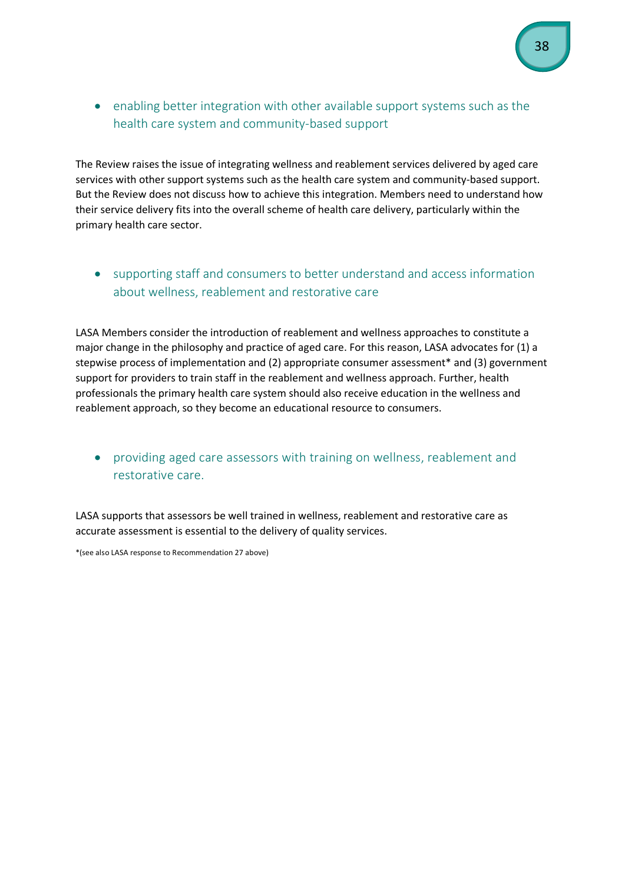- enabling better integration with other available support systems such as the health care system and community-based support

The Review raises the issue of integrating wellness and reablement services delivered by aged care services with other support systems such as the health care system and community-based support. But the Review does not discuss how to achieve this integration. Members need to understand how their service delivery fits into the overall scheme of health care delivery, particularly within the primary health care sector.

- supporting staff and consumers to better understand and access information about wellness, reablement and restorative care

LASA Members consider the introduction of reablement and wellness approaches to constitute a major change in the philosophy and practice of aged care. For this reason, LASA advocates for (1) a stepwise process of implementation and (2) appropriate consumer assessment* and (3) government support for providers to train staff in the reablement and wellness approach. Further, health professionals the primary health care system should also receive education in the wellness and reablement approach, so they become an educational resource to consumers.

- providing aged care assessors with training on wellness, reablement and restorative care.

LASA supports that assessors be well trained in wellness, reablement and restorative care as accurate assessment is essential to the delivery of quality services.

*(see also LASA response to Recommendation 27 above)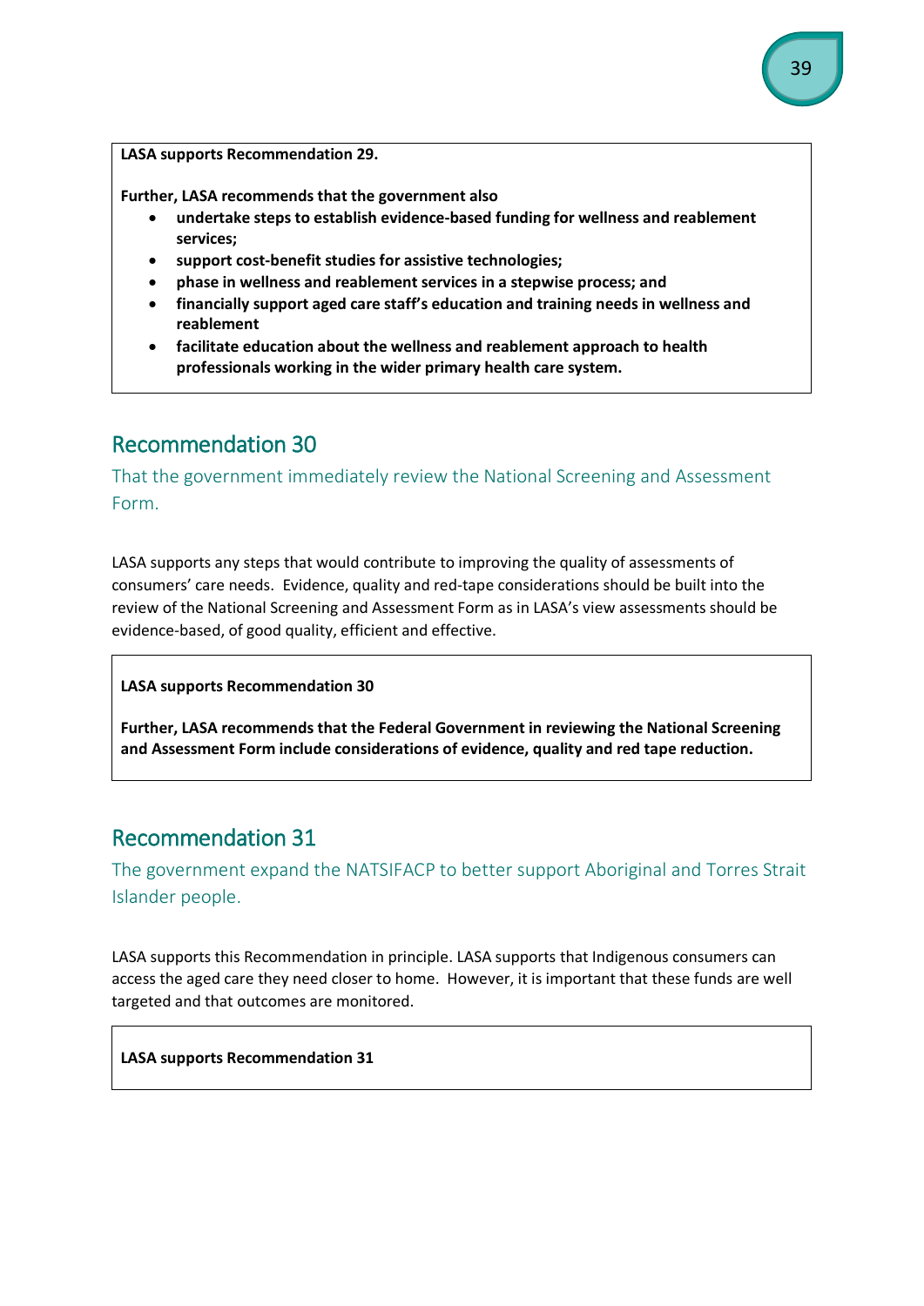**LASA supports Recommendation 29.**

**Further, LASA recommends that the government also**

- **undertake steps to establish evidence-based funding for wellness and reablement services;**
- **support cost-benefit studies for assistive technologies;**
- **phase in wellness and reablement services in a stepwise process; and**
- **financially support aged care staff's education and training needs in wellness and reablement**
- **facilitate education about the wellness and reablement approach to health professionals working in the wider primary health care system.**

## Recommendation 30

### That the government immediately review the National Screening and Assessment Form.

LASA supports any steps that would contribute to improving the quality of assessments of consumers' care needs. Evidence, quality and red-tape considerations should be built into the review of the National Screening and Assessment Form as in LASA's view assessments should be evidence-based, of good quality, efficient and effective.

**LASA supports Recommendation 30**

**Further, LASA recommends that the Federal Government in reviewing the National Screening and Assessment Form include considerations of evidence, quality and red tape reduction.**

## Recommendation 31

### The government expand the NATSIFACP to better support Aboriginal and Torres Strait Islander people.

LASA supports this Recommendation in principle. LASA supports that Indigenous consumers can access the aged care they need closer to home. However, it is important that these funds are well targeted and that outcomes are monitored.

**LASA supports Recommendation 31**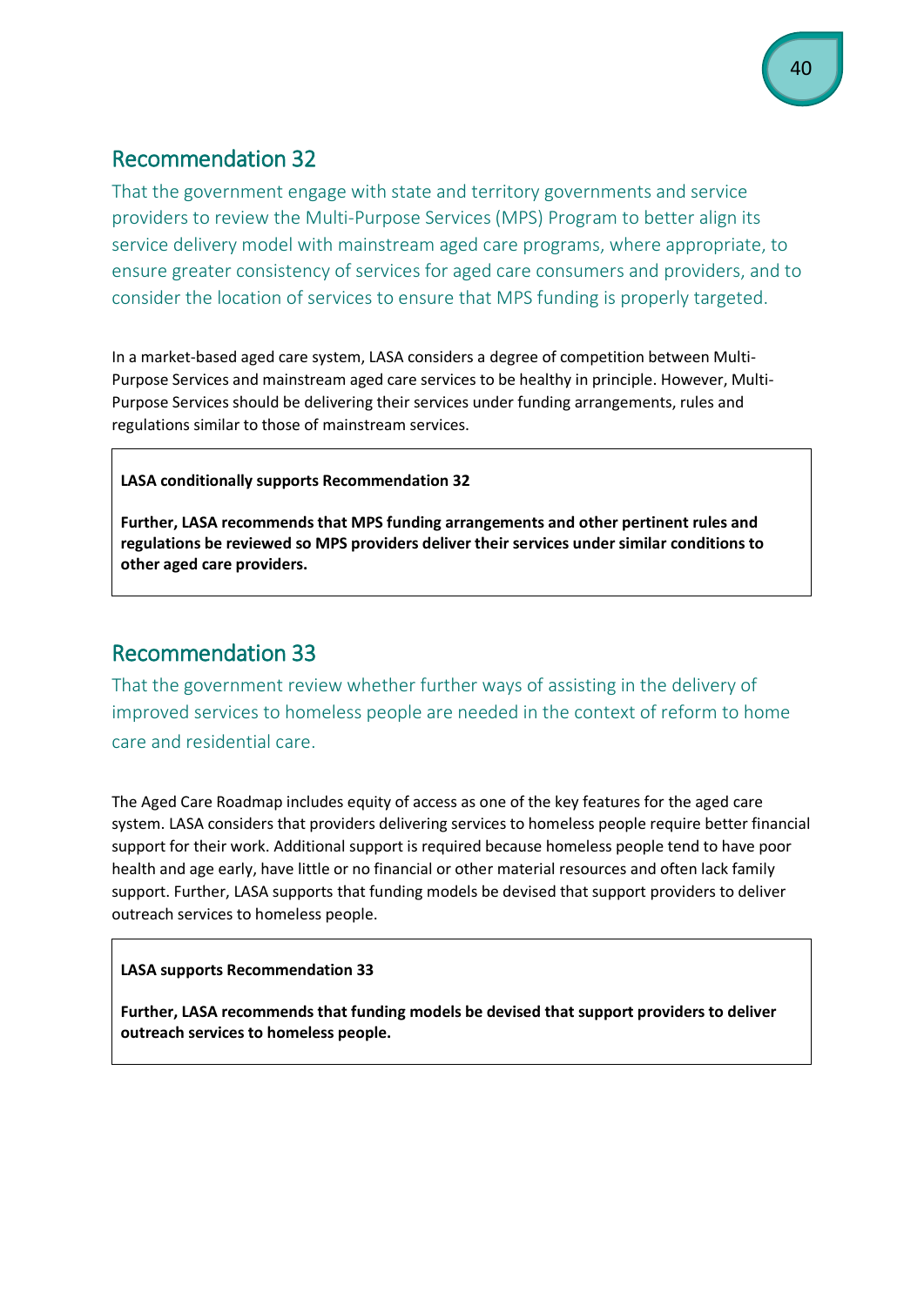## Recommendation 32

That the government engage with state and territory governments and service providers to review the Multi-Purpose Services (MPS) Program to better align its service delivery model with mainstream aged care programs, where appropriate, to ensure greater consistency of services for aged care consumers and providers, and to consider the location of services to ensure that MPS funding is properly targeted.

In a market-based aged care system, LASA considers a degree of competition between Multi-Purpose Services and mainstream aged care services to be healthy in principle. However, Multi-Purpose Services should be delivering their services under funding arrangements, rules and regulations similar to those of mainstream services.

> **LASA conditionally supports Recommendation 32**
>
> **Further, LASA recommends that MPS funding arrangements and other pertinent rules and regulations be reviewed so MPS providers deliver their services under similar conditions to other aged care providers.**

## Recommendation 33

That the government review whether further ways of assisting in the delivery of improved services to homeless people are needed in the context of reform to home care and residential care.

The Aged Care Roadmap includes equity of access as one of the key features for the aged care system. LASA considers that providers delivering services to homeless people require better financial support for their work. Additional support is required because homeless people tend to have poor health and age early, have little or no financial or other material resources and often lack family support. Further, LASA supports that funding models be devised that support providers to deliver outreach services to homeless people.

> **LASA supports Recommendation 33**
>
> **Further, LASA recommends that funding models be devised that support providers to deliver outreach services to homeless people.**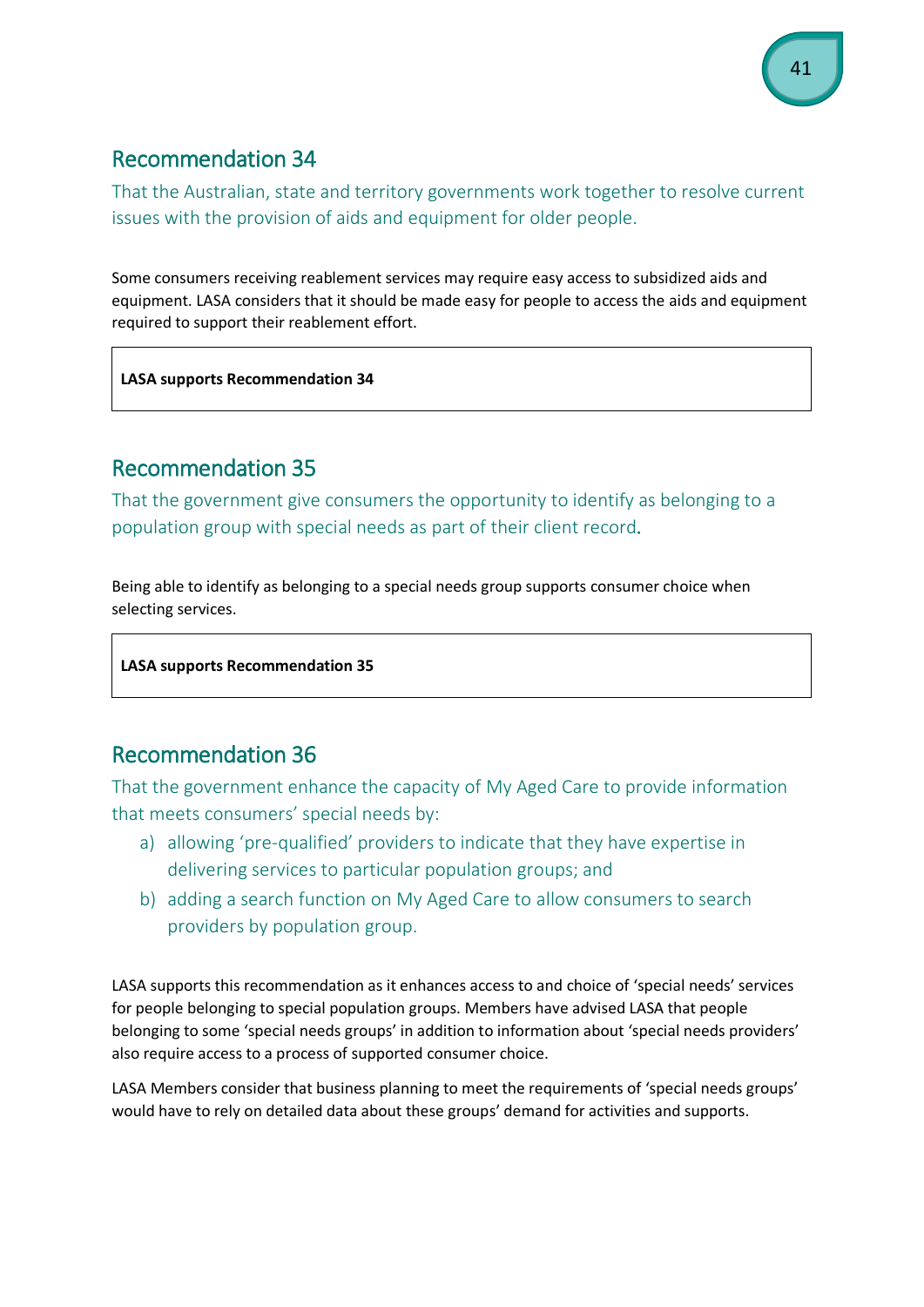## Recommendation 34

That the Australian, state and territory governments work together to resolve current issues with the provision of aids and equipment for older people.

Some consumers receiving reablement services may require easy access to subsidized aids and equipment. LASA considers that it should be made easy for people to access the aids and equipment required to support their reablement effort.

**LASA supports Recommendation 34**

## Recommendation 35

That the government give consumers the opportunity to identify as belonging to a population group with special needs as part of their client record.

Being able to identify as belonging to a special needs group supports consumer choice when selecting services.

**LASA supports Recommendation 35**

## Recommendation 36

That the government enhance the capacity of My Aged Care to provide information that meets consumers' special needs by:

a) allowing 'pre-qualified' providers to indicate that they have expertise in delivering services to particular population groups; and
b) adding a search function on My Aged Care to allow consumers to search providers by population group.

LASA supports this recommendation as it enhances access to and choice of 'special needs' services for people belonging to special population groups. Members have advised LASA that people belonging to some 'special needs groups' in addition to information about 'special needs providers' also require access to a process of supported consumer choice.

LASA Members consider that business planning to meet the requirements of 'special needs groups' would have to rely on detailed data about these groups' demand for activities and supports.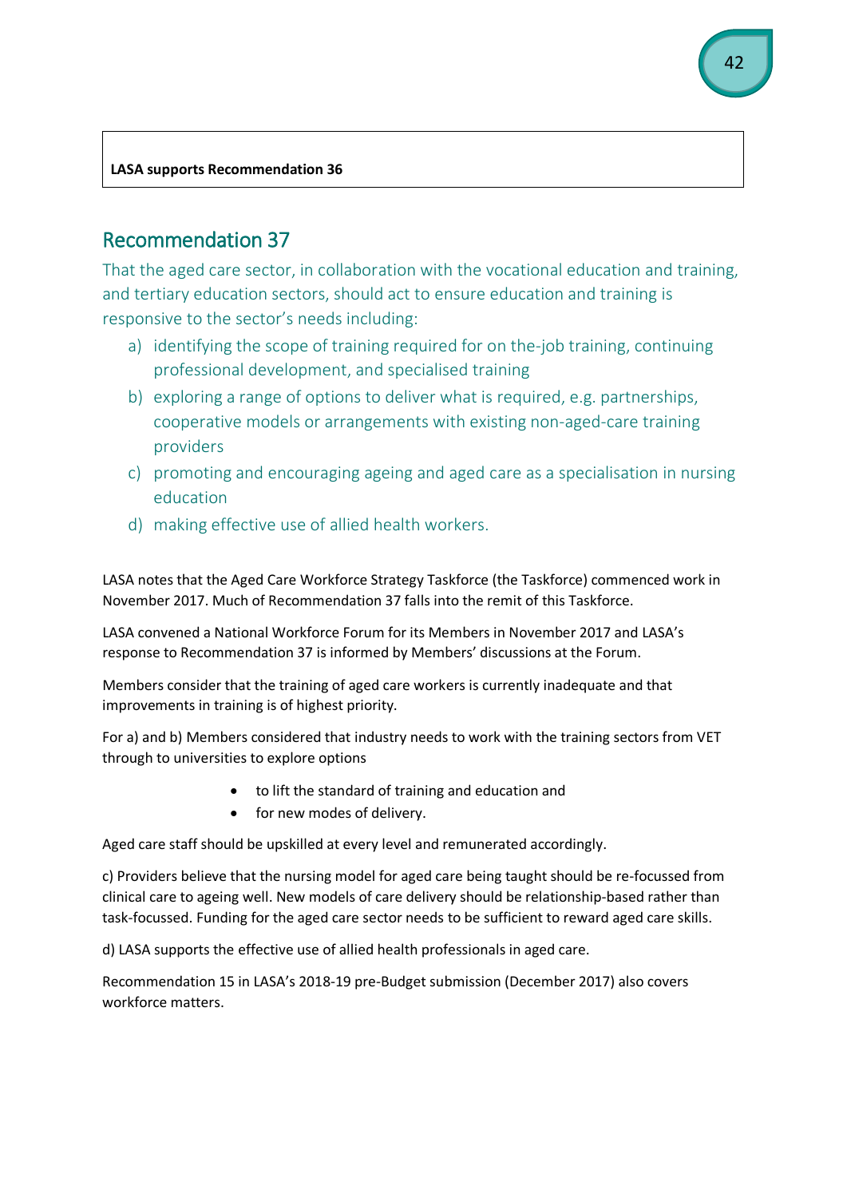**LASA supports Recommendation 36**

## Recommendation 37

That the aged care sector, in collaboration with the vocational education and training, and tertiary education sectors, should act to ensure education and training is responsive to the sector's needs including:

a) identifying the scope of training required for on the-job training, continuing professional development, and specialised training
b) exploring a range of options to deliver what is required, e.g. partnerships, cooperative models or arrangements with existing non-aged-care training providers
c) promoting and encouraging ageing and aged care as a specialisation in nursing education
d) making effective use of allied health workers.

LASA notes that the Aged Care Workforce Strategy Taskforce (the Taskforce) commenced work in November 2017. Much of Recommendation 37 falls into the remit of this Taskforce.

LASA convened a National Workforce Forum for its Members in November 2017 and LASA's response to Recommendation 37 is informed by Members' discussions at the Forum.

Members consider that the training of aged care workers is currently inadequate and that improvements in training is of highest priority.

For a) and b) Members considered that industry needs to work with the training sectors from VET through to universities to explore options

- to lift the standard of training and education and
- for new modes of delivery.

Aged care staff should be upskilled at every level and remunerated accordingly.

c) Providers believe that the nursing model for aged care being taught should be re-focussed from clinical care to ageing well. New models of care delivery should be relationship-based rather than task-focussed. Funding for the aged care sector needs to be sufficient to reward aged care skills.

d) LASA supports the effective use of allied health professionals in aged care.

Recommendation 15 in LASA's 2018-19 pre-Budget submission (December 2017) also covers workforce matters.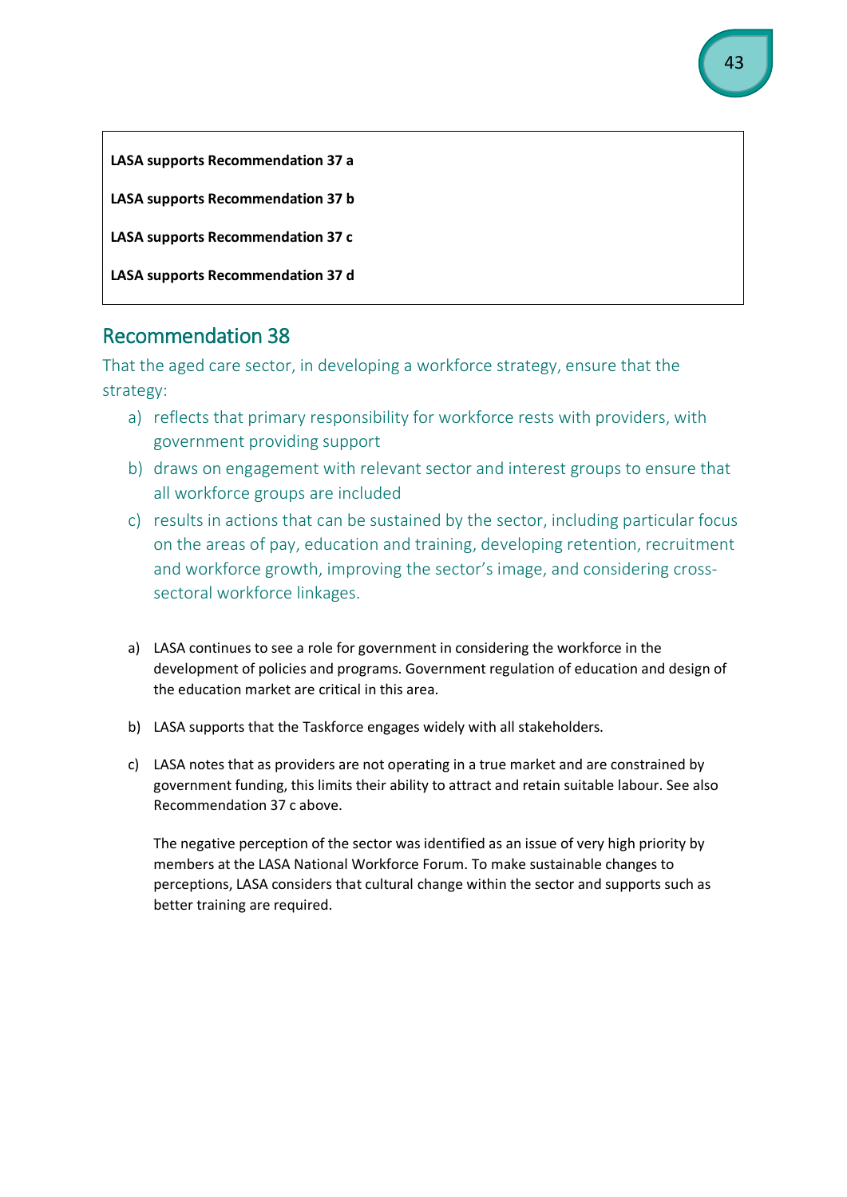**LASA supports Recommendation 37 a**

**LASA supports Recommendation 37 b**

**LASA supports Recommendation 37 c**

**LASA supports Recommendation 37 d**

## Recommendation 38

That the aged care sector, in developing a workforce strategy, ensure that the strategy:

a) reflects that primary responsibility for workforce rests with providers, with government providing support
b) draws on engagement with relevant sector and interest groups to ensure that all workforce groups are included
c) results in actions that can be sustained by the sector, including particular focus on the areas of pay, education and training, developing retention, recruitment and workforce growth, improving the sector's image, and considering cross-sectoral workforce linkages.

a) LASA continues to see a role for government in considering the workforce in the development of policies and programs. Government regulation of education and design of the education market are critical in this area.

b) LASA supports that the Taskforce engages widely with all stakeholders.

c) LASA notes that as providers are not operating in a true market and are constrained by government funding, this limits their ability to attract and retain suitable labour. See also Recommendation 37 c above.

   The negative perception of the sector was identified as an issue of very high priority by members at the LASA National Workforce Forum. To make sustainable changes to perceptions, LASA considers that cultural change within the sector and supports such as better training are required.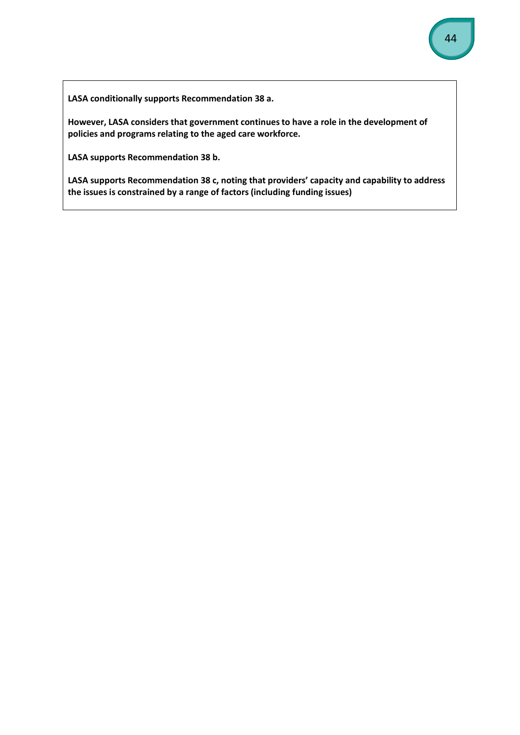**LASA conditionally supports Recommendation 38 a.**

**However, LASA considers that government continues to have a role in the development of policies and programs relating to the aged care workforce.**

**LASA supports Recommendation 38 b.**

**LASA supports Recommendation 38 c, noting that providers' capacity and capability to address the issues is constrained by a range of factors (including funding issues)**